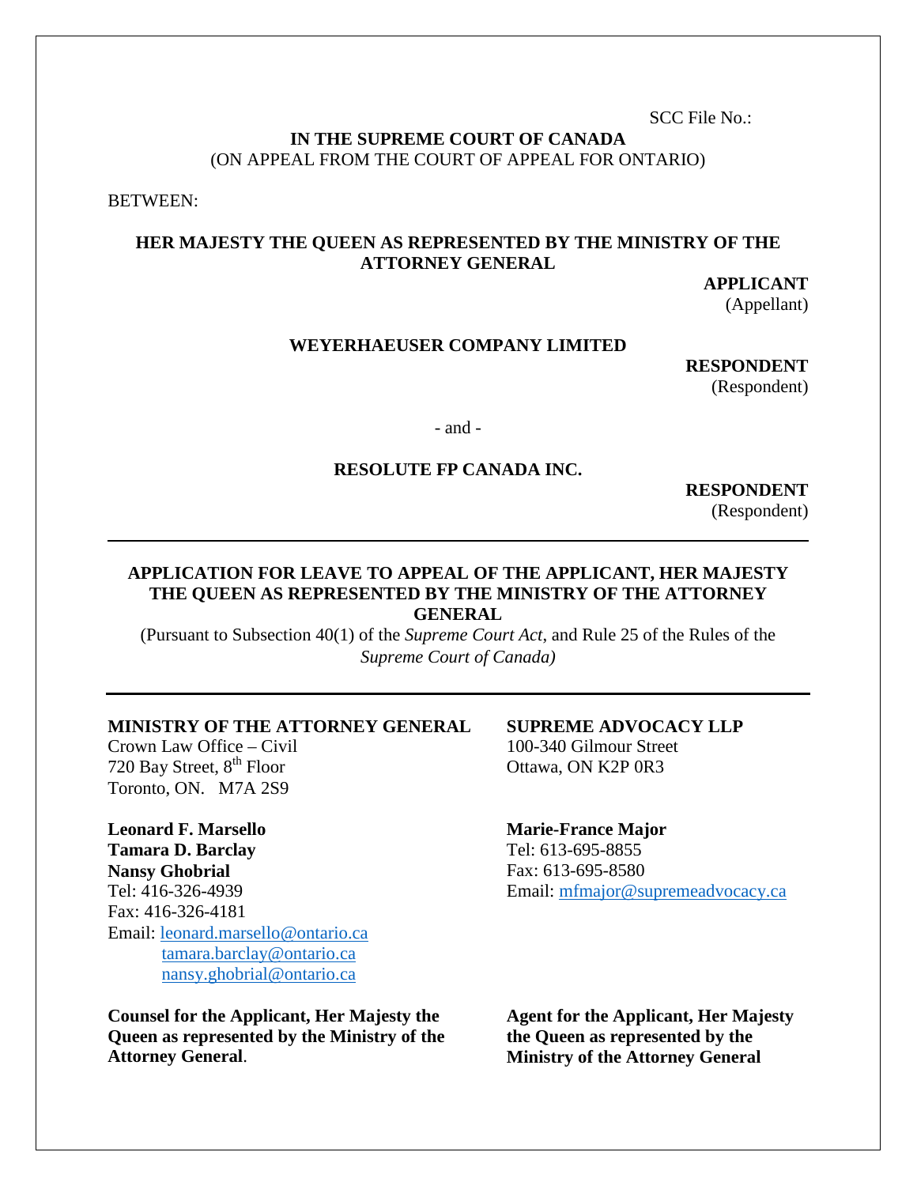SCC File No.:

**IN THE SUPREME COURT OF CANADA**
(ON APPEAL FROM THE COURT OF APPEAL FOR ONTARIO)

BETWEEN:

**HER MAJESTY THE QUEEN AS REPRESENTED BY THE MINISTRY OF THE ATTORNEY GENERAL**

**APPLICANT**
(Appellant)

**WEYERHAEUSER COMPANY LIMITED**

**RESPONDENT**
(Respondent)

\- and -

**RESOLUTE FP CANADA INC.**

**RESPONDENT**
(Respondent)

---

**APPLICATION FOR LEAVE TO APPEAL OF THE APPLICANT, HER MAJESTY THE QUEEN AS REPRESENTED BY THE MINISTRY OF THE ATTORNEY GENERAL**

(Pursuant to Subsection 40(1) of the *Supreme Court Act*, and Rule 25 of the Rules of the *Supreme Court of Canada)*

---

**MINISTRY OF THE ATTORNEY GENERAL**
Crown Law Office – Civil
720 Bay Street, 8th Floor
Toronto, ON. M7A 2S9

**Leonard F. Marsello**
**Tamara D. Barclay**
**Nansy Ghobrial**
Tel: 416-326-4939
Fax: 416-326-4181
Email: leonard.marsello@ontario.ca
tamara.barclay@ontario.ca
nansy.ghobrial@ontario.ca

**Counsel for the Applicant, Her Majesty the Queen as represented by the Ministry of the Attorney General**.

**SUPREME ADVOCACY LLP**
100-340 Gilmour Street
Ottawa, ON K2P 0R3

**Marie-France Major**
Tel: 613-695-8855
Fax: 613-695-8580
Email: mfmajor@supremeadvocacy.ca

**Agent for the Applicant, Her Majesty the Queen as represented by the Ministry of the Attorney General**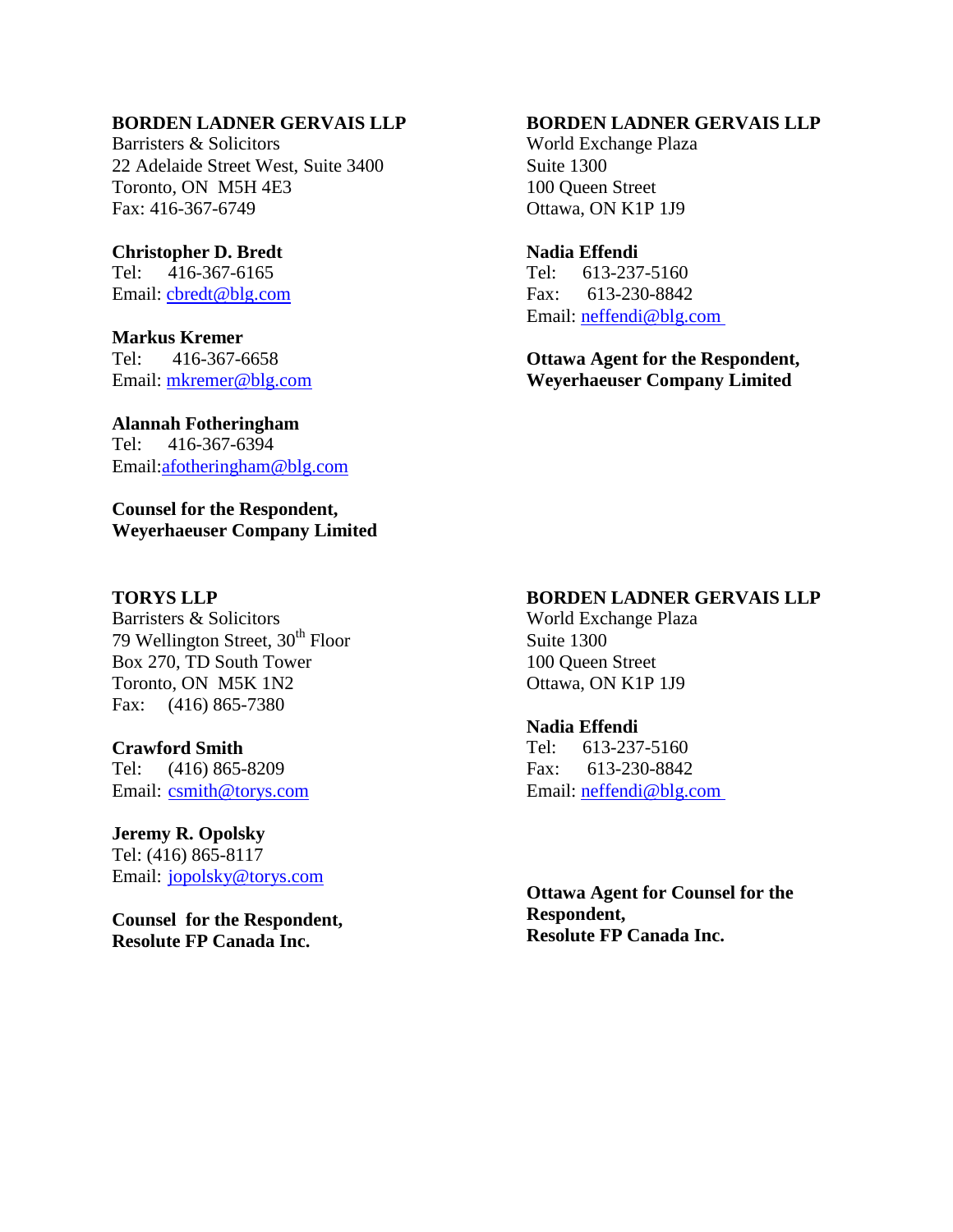**BORDEN LADNER GERVAIS LLP**
Barristers & Solicitors
22 Adelaide Street West, Suite 3400
Toronto, ON  M5H 4E3
Fax: 416-367-6749

**Christopher D. Bredt**
Tel:     416-367-6165
Email: cbredt@blg.com

**Markus Kremer**
Tel:     416-367-6658
Email: mkremer@blg.com

**Alannah Fotheringham**
Tel:     416-367-6394
Email: afotheringham@blg.com

**Counsel for the Respondent, Weyerhaeuser Company Limited**

**BORDEN LADNER GERVAIS LLP**
World Exchange Plaza
Suite 1300
100 Queen Street
Ottawa, ON K1P 1J9

**Nadia Effendi**
Tel:     613-237-5160
Fax:     613-230-8842
Email: neffendi@blg.com

**Ottawa Agent for the Respondent, Weyerhaeuser Company Limited**

**TORYS LLP**
Barristers & Solicitors
79 Wellington Street, 30th Floor
Box 270, TD South Tower
Toronto, ON  M5K 1N2
Fax:     (416) 865-7380

**Crawford Smith**
Tel:     (416) 865-8209
Email: csmith@torys.com

**Jeremy R. Opolsky**
Tel: (416) 865-8117
Email: jopolsky@torys.com

**Counsel for the Respondent, Resolute FP Canada Inc.**

**BORDEN LADNER GERVAIS LLP**
World Exchange Plaza
Suite 1300
100 Queen Street
Ottawa, ON K1P 1J9

**Nadia Effendi**
Tel:     613-237-5160
Fax:     613-230-8842
Email: neffendi@blg.com

**Ottawa Agent for Counsel for the Respondent, Resolute FP Canada Inc.**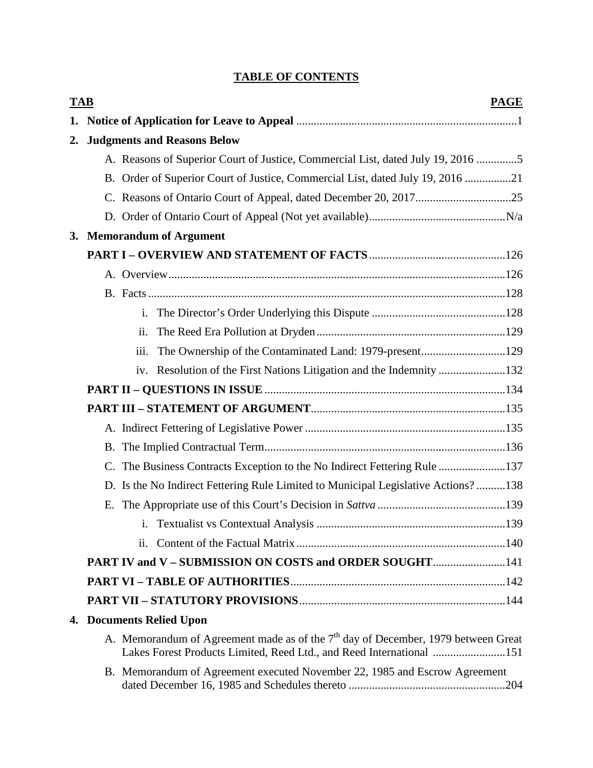# TABLE OF CONTENTS

| TAB | | PAGE |
|---|---|---|
| **1.** | **Notice of Application for Leave to Appeal** | 1 |
| **2.** | **Judgments and Reasons Below** | |
| | A. Reasons of Superior Court of Justice, Commercial List, dated July 19, 2016 | 5 |
| | B. Order of Superior Court of Justice, Commercial List, dated July 19, 2016 | 21 |
| | C. Reasons of Ontario Court of Appeal, dated December 20, 2017 | 25 |
| | D. Order of Ontario Court of Appeal (Not yet available) | N/a |
| **3.** | **Memorandum of Argument** | |
| | **PART I – OVERVIEW AND STATEMENT OF FACTS** | 126 |
| | A. Overview | 126 |
| | B. Facts | 128 |
| | i. The Director's Order Underlying this Dispute | 128 |
| | ii. The Reed Era Pollution at Dryden | 129 |
| | iii. The Ownership of the Contaminated Land: 1979-present | 129 |
| | iv. Resolution of the First Nations Litigation and the Indemnity | 132 |
| | **PART II – QUESTIONS IN ISSUE** | 134 |
| | **PART III – STATEMENT OF ARGUMENT** | 135 |
| | A. Indirect Fettering of Legislative Power | 135 |
| | B. The Implied Contractual Term | 136 |
| | C. The Business Contracts Exception to the No Indirect Fettering Rule | 137 |
| | D. Is the No Indirect Fettering Rule Limited to Municipal Legislative Actions? | 138 |
| | E. The Appropriate use of this Court's Decision in *Sattva* | 139 |
| | i. Textualist vs Contextual Analysis | 139 |
| | ii. Content of the Factual Matrix | 140 |
| | **PART IV and V – SUBMISSION ON COSTS and ORDER SOUGHT** | 141 |
| | **PART VI – TABLE OF AUTHORITIES** | 142 |
| | **PART VII – STATUTORY PROVISIONS** | 144 |
| **4.** | **Documents Relied Upon** | |
| | A. Memorandum of Agreement made as of the 7th day of December, 1979 between Great Lakes Forest Products Limited, Reed Ltd., and Reed International | 151 |
| | B. Memorandum of Agreement executed November 22, 1985 and Escrow Agreement dated December 16, 1985 and Schedules thereto | 204 |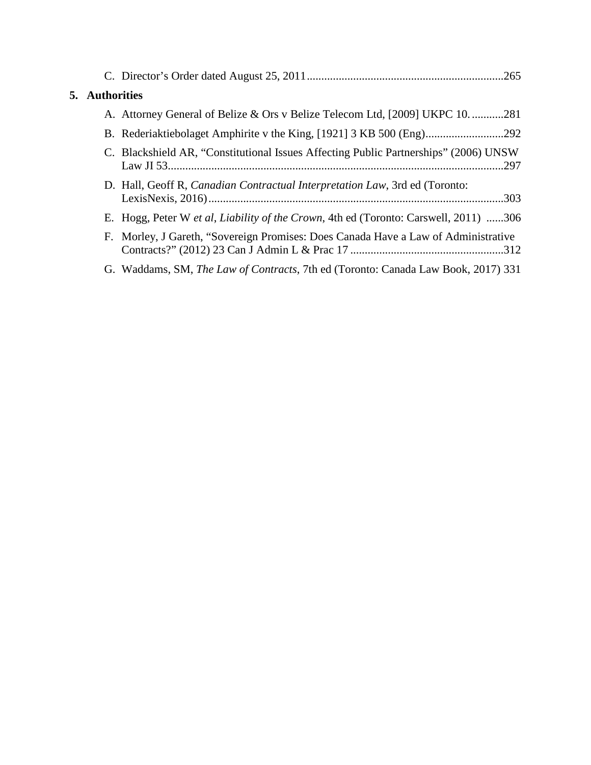C. Director’s Order dated August 25, 2011 ....................................................................265

**5. Authorities**

A. Attorney General of Belize & Ors v Belize Telecom Ltd, [2009] UKPC 10. ...........281

B. Rederiaktiebolaget Amphirite v the King, [1921] 3 KB 500 (Eng)...........................292

C. Blackshield AR, “Constitutional Issues Affecting Public Partnerships” (2006) UNSW Law JI 53....................................................................................................................297

D. Hall, Geoff R, *Canadian Contractual Interpretation Law*, 3rd ed (Toronto: LexisNexis, 2016).....................................................................................................303

E. Hogg, Peter W *et al*, *Liability of the Crown*, 4th ed (Toronto: Carswell, 2011) ......306

F. Morley, J Gareth, “Sovereign Promises: Does Canada Have a Law of Administrative Contracts?” (2012) 23 Can J Admin L & Prac 17 .....................................................312

G. Waddams, SM, *The Law of Contracts*, 7th ed (Toronto: Canada Law Book, 2017) 331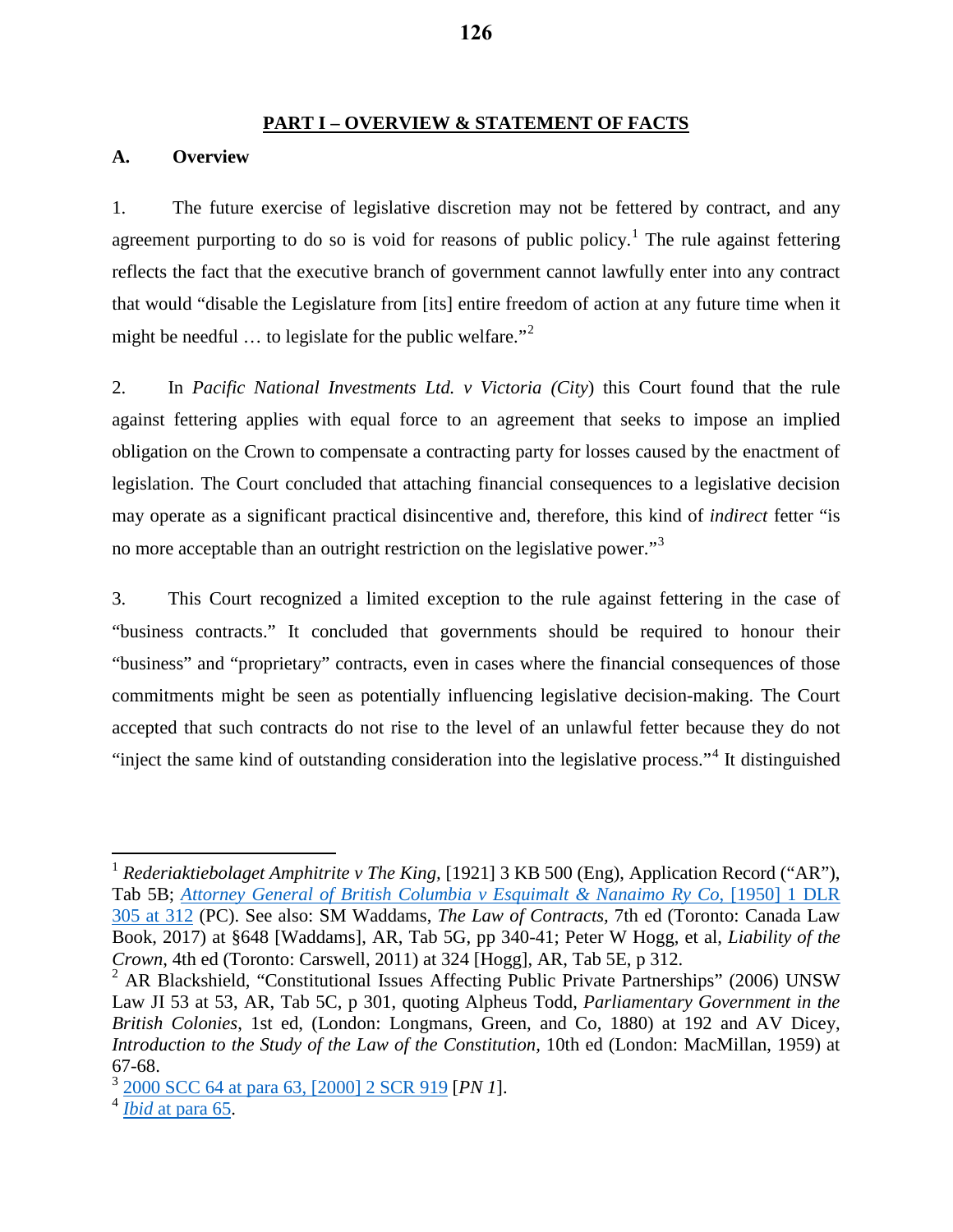## PART I – OVERVIEW & STATEMENT OF FACTS

### A. Overview

1. The future exercise of legislative discretion may not be fettered by contract, and any agreement purporting to do so is void for reasons of public policy.[1] The rule against fettering reflects the fact that the executive branch of government cannot lawfully enter into any contract that would "disable the Legislature from [its] entire freedom of action at any future time when it might be needful … to legislate for the public welfare."[2]

2. In *Pacific National Investments Ltd. v Victoria (City)* this Court found that the rule against fettering applies with equal force to an agreement that seeks to impose an implied obligation on the Crown to compensate a contracting party for losses caused by the enactment of legislation. The Court concluded that attaching financial consequences to a legislative decision may operate as a significant practical disincentive and, therefore, this kind of *indirect* fetter "is no more acceptable than an outright restriction on the legislative power."[3]

3. This Court recognized a limited exception to the rule against fettering in the case of "business contracts." It concluded that governments should be required to honour their "business" and "proprietary" contracts, even in cases where the financial consequences of those commitments might be seen as potentially influencing legislative decision-making. The Court accepted that such contracts do not rise to the level of an unlawful fetter because they do not "inject the same kind of outstanding consideration into the legislative process."[4] It distinguished

---

[1] *Rederiaktiebolaget Amphitrite v The King*, [1921] 3 KB 500 (Eng), Application Record ("AR"), Tab 5B; *Attorney General of British Columbia v Esquimalt & Nanaimo Ry Co*, [1950] 1 DLR 305 at 312 (PC). See also: SM Waddams, *The Law of Contracts*, 7th ed (Toronto: Canada Law Book, 2017) at §648 [Waddams], AR, Tab 5G, pp 340-41; Peter W Hogg, et al, *Liability of the Crown*, 4th ed (Toronto: Carswell, 2011) at 324 [Hogg], AR, Tab 5E, p 312.

[2] AR Blackshield, "Constitutional Issues Affecting Public Private Partnerships" (2006) UNSW Law JI 53 at 53, AR, Tab 5C, p 301, quoting Alpheus Todd, *Parliamentary Government in the British Colonies*, 1st ed, (London: Longmans, Green, and Co, 1880) at 192 and AV Dicey, *Introduction to the Study of the Law of the Constitution*, 10th ed (London: MacMillan, 1959) at 67-68.

[3] 2000 SCC 64 at para 63, [2000] 2 SCR 919 [*PN 1*].

[4] *Ibid* at para 65.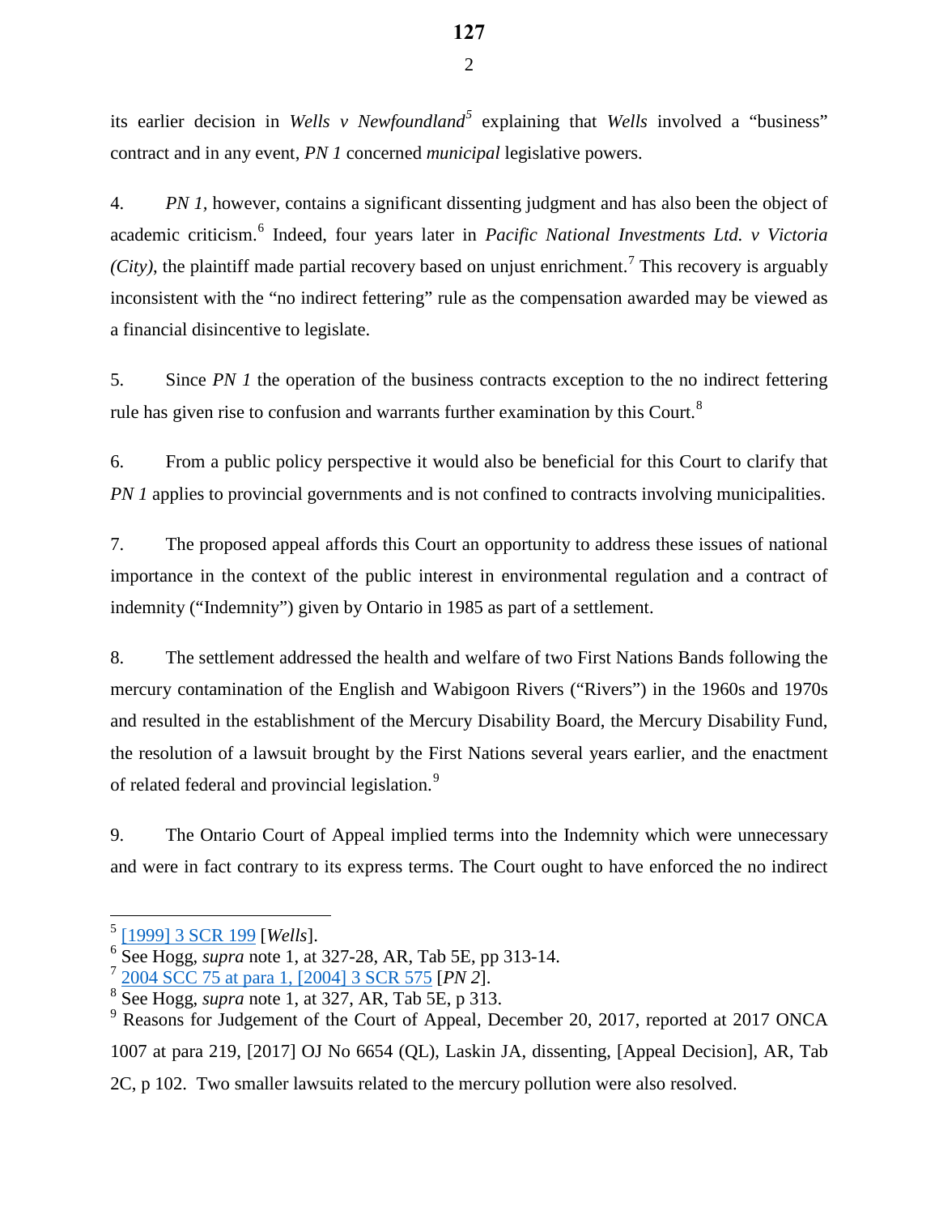its earlier decision in *Wells v Newfoundland*[5] explaining that *Wells* involved a "business" contract and in any event, *PN 1* concerned *municipal* legislative powers.

4. *PN 1*, however, contains a significant dissenting judgment and has also been the object of academic criticism.[6] Indeed, four years later in *Pacific National Investments Ltd. v Victoria (City)*, the plaintiff made partial recovery based on unjust enrichment.[7] This recovery is arguably inconsistent with the "no indirect fettering" rule as the compensation awarded may be viewed as a financial disincentive to legislate.

5. Since *PN 1* the operation of the business contracts exception to the no indirect fettering rule has given rise to confusion and warrants further examination by this Court.[8]

6. From a public policy perspective it would also be beneficial for this Court to clarify that *PN 1* applies to provincial governments and is not confined to contracts involving municipalities.

7. The proposed appeal affords this Court an opportunity to address these issues of national importance in the context of the public interest in environmental regulation and a contract of indemnity ("Indemnity") given by Ontario in 1985 as part of a settlement.

8. The settlement addressed the health and welfare of two First Nations Bands following the mercury contamination of the English and Wabigoon Rivers ("Rivers") in the 1960s and 1970s and resulted in the establishment of the Mercury Disability Board, the Mercury Disability Fund, the resolution of a lawsuit brought by the First Nations several years earlier, and the enactment of related federal and provincial legislation.[9]

9. The Ontario Court of Appeal implied terms into the Indemnity which were unnecessary and were in fact contrary to its express terms. The Court ought to have enforced the no indirect

---

[5] [1999] 3 SCR 199 [*Wells*].

[6] See Hogg, *supra* note 1, at 327-28, AR, Tab 5E, pp 313-14.

[7] 2004 SCC 75 at para 1, [2004] 3 SCR 575 [*PN 2*].

[8] See Hogg, *supra* note 1, at 327, AR, Tab 5E, p 313.

[9] Reasons for Judgement of the Court of Appeal, December 20, 2017, reported at 2017 ONCA 1007 at para 219, [2017] OJ No 6654 (QL), Laskin JA, dissenting, [Appeal Decision], AR, Tab 2C, p 102. Two smaller lawsuits related to the mercury pollution were also resolved.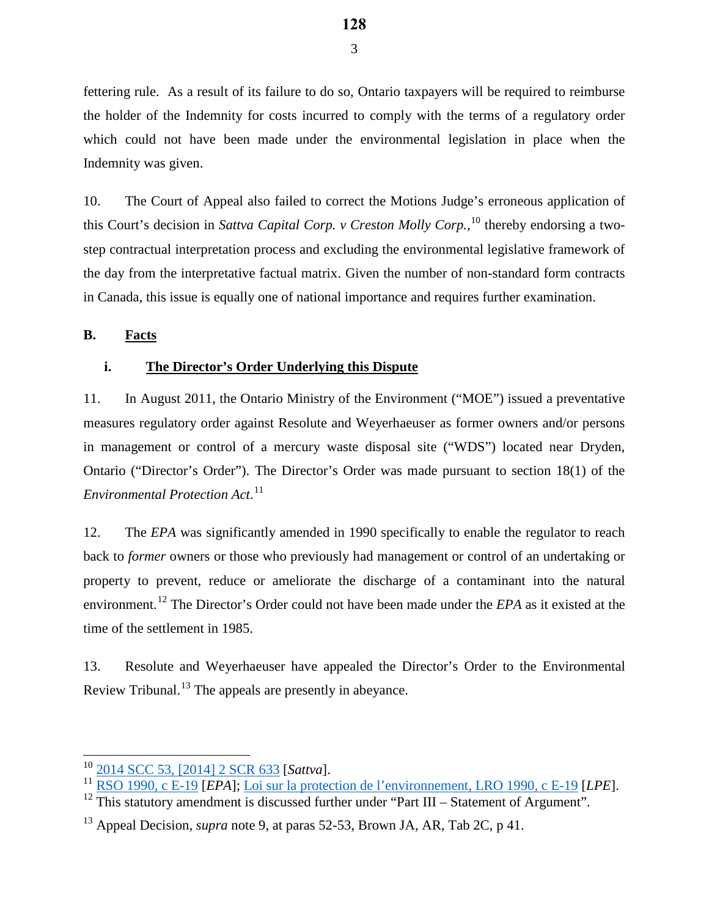fettering rule. As a result of its failure to do so, Ontario taxpayers will be required to reimburse the holder of the Indemnity for costs incurred to comply with the terms of a regulatory order which could not have been made under the environmental legislation in place when the Indemnity was given.

10. The Court of Appeal also failed to correct the Motions Judge's erroneous application of this Court's decision in *Sattva Capital Corp. v Creston Molly Corp.*,[10] thereby endorsing a two-step contractual interpretation process and excluding the environmental legislative framework of the day from the interpretative factual matrix. Given the number of non-standard form contracts in Canada, this issue is equally one of national importance and requires further examination.

## B. Facts

### i. The Director's Order Underlying this Dispute

11. In August 2011, the Ontario Ministry of the Environment ("MOE") issued a preventative measures regulatory order against Resolute and Weyerhaeuser as former owners and/or persons in management or control of a mercury waste disposal site ("WDS") located near Dryden, Ontario ("Director's Order"). The Director's Order was made pursuant to section 18(1) of the *Environmental Protection Act*.[11]

12. The *EPA* was significantly amended in 1990 specifically to enable the regulator to reach back to *former* owners or those who previously had management or control of an undertaking or property to prevent, reduce or ameliorate the discharge of a contaminant into the natural environment.[12] The Director's Order could not have been made under the *EPA* as it existed at the time of the settlement in 1985.

13. Resolute and Weyerhaeuser have appealed the Director's Order to the Environmental Review Tribunal.[13] The appeals are presently in abeyance.

---

[10] 2014 SCC 53, [2014] 2 SCR 633 [*Sattva*].

[11] RSO 1990, c E-19 [*EPA*]; Loi sur la protection de l'environnement, LRO 1990, c E-19 [*LPE*].

[12] This statutory amendment is discussed further under "Part III – Statement of Argument".

[13] Appeal Decision, *supra* note 9, at paras 52-53, Brown JA, AR, Tab 2C, p 41.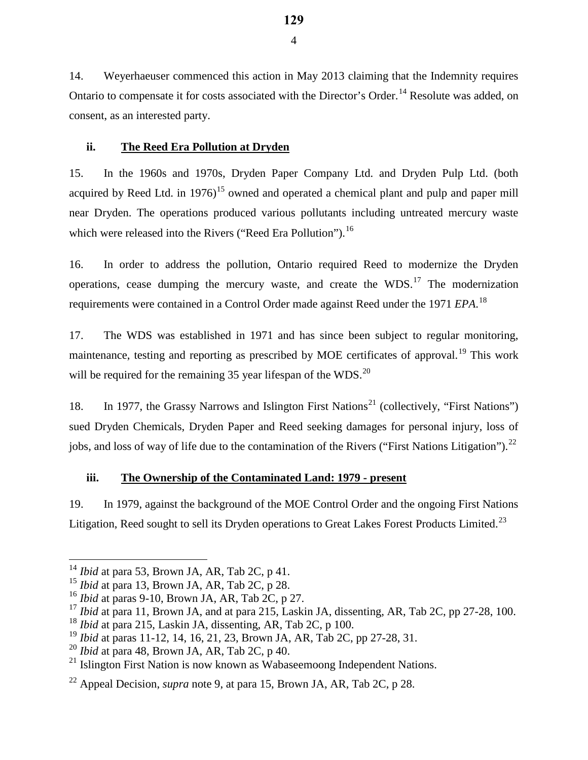14. Weyerhaeuser commenced this action in May 2013 claiming that the Indemnity requires Ontario to compensate it for costs associated with the Director's Order.[14] Resolute was added, on consent, as an interested party.

### ii. <u>The Reed Era Pollution at Dryden</u>

15. In the 1960s and 1970s, Dryden Paper Company Ltd. and Dryden Pulp Ltd. (both acquired by Reed Ltd. in 1976)[15] owned and operated a chemical plant and pulp and paper mill near Dryden. The operations produced various pollutants including untreated mercury waste which were released into the Rivers ("Reed Era Pollution").[16]

16. In order to address the pollution, Ontario required Reed to modernize the Dryden operations, cease dumping the mercury waste, and create the WDS.[17] The modernization requirements were contained in a Control Order made against Reed under the 1971 *EPA*.[18]

17. The WDS was established in 1971 and has since been subject to regular monitoring, maintenance, testing and reporting as prescribed by MOE certificates of approval.[19] This work will be required for the remaining 35 year lifespan of the WDS.[20]

18. In 1977, the Grassy Narrows and Islington First Nations[21] (collectively, "First Nations") sued Dryden Chemicals, Dryden Paper and Reed seeking damages for personal injury, loss of jobs, and loss of way of life due to the contamination of the Rivers ("First Nations Litigation").[22]

### iii. <u>The Ownership of the Contaminated Land: 1979 - present</u>

19. In 1979, against the background of the MOE Control Order and the ongoing First Nations Litigation, Reed sought to sell its Dryden operations to Great Lakes Forest Products Limited.[23]

---

[14] *Ibid* at para 53, Brown JA, AR, Tab 2C, p 41.

[15] *Ibid* at para 13, Brown JA, AR, Tab 2C, p 28.

[16] *Ibid* at paras 9-10, Brown JA, AR, Tab 2C, p 27.

[17] *Ibid* at para 11, Brown JA, and at para 215, Laskin JA, dissenting, AR, Tab 2C, pp 27-28, 100.

[18] *Ibid* at para 215, Laskin JA, dissenting, AR, Tab 2C, p 100.

[19] *Ibid* at paras 11-12, 14, 16, 21, 23, Brown JA, AR, Tab 2C, pp 27-28, 31.

[20] *Ibid* at para 48, Brown JA, AR, Tab 2C, p 40.

[21] Islington First Nation is now known as Wabaseemoong Independent Nations.

[22] Appeal Decision, *supra* note 9, at para 15, Brown JA, AR, Tab 2C, p 28.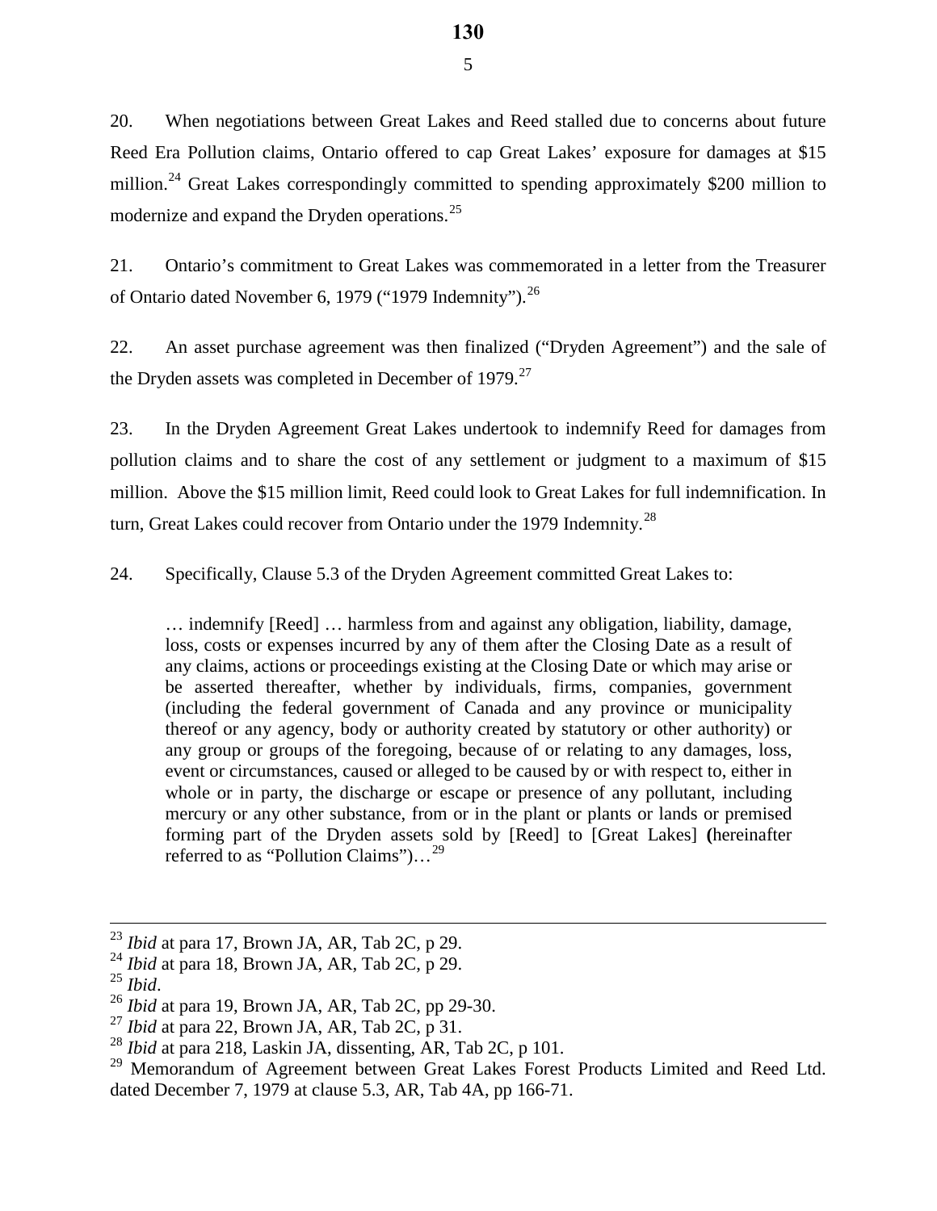20. When negotiations between Great Lakes and Reed stalled due to concerns about future Reed Era Pollution claims, Ontario offered to cap Great Lakes' exposure for damages at $15 million.[24] Great Lakes correspondingly committed to spending approximately $200 million to modernize and expand the Dryden operations.[25]

21. Ontario's commitment to Great Lakes was commemorated in a letter from the Treasurer of Ontario dated November 6, 1979 ("1979 Indemnity").[26]

22. An asset purchase agreement was then finalized ("Dryden Agreement") and the sale of the Dryden assets was completed in December of 1979.[27]

23. In the Dryden Agreement Great Lakes undertook to indemnify Reed for damages from pollution claims and to share the cost of any settlement or judgment to a maximum of $15 million. Above the $15 million limit, Reed could look to Great Lakes for full indemnification. In turn, Great Lakes could recover from Ontario under the 1979 Indemnity.[28]

24. Specifically, Clause 5.3 of the Dryden Agreement committed Great Lakes to:

> … indemnify [Reed] … harmless from and against any obligation, liability, damage, loss, costs or expenses incurred by any of them after the Closing Date as a result of any claims, actions or proceedings existing at the Closing Date or which may arise or be asserted thereafter, whether by individuals, firms, companies, government (including the federal government of Canada and any province or municipality thereof or any agency, body or authority created by statutory or other authority) or any group or groups of the foregoing, because of or relating to any damages, loss, event or circumstances, caused or alleged to be caused by or with respect to, either in whole or in party, the discharge or escape or presence of any pollutant, including mercury or any other substance, from or in the plant or plants or lands or premised forming part of the Dryden assets sold by [Reed] to [Great Lakes] **(**hereinafter referred to as "Pollution Claims")…[29]

---

[23] *Ibid* at para 17, Brown JA, AR, Tab 2C, p 29.
[24] *Ibid* at para 18, Brown JA, AR, Tab 2C, p 29.
[25] *Ibid*.
[26] *Ibid* at para 19, Brown JA, AR, Tab 2C, pp 29-30.
[27] *Ibid* at para 22, Brown JA, AR, Tab 2C, p 31.
[28] *Ibid* at para 218, Laskin JA, dissenting, AR, Tab 2C, p 101.
[29] Memorandum of Agreement between Great Lakes Forest Products Limited and Reed Ltd. dated December 7, 1979 at clause 5.3, AR, Tab 4A, pp 166-71.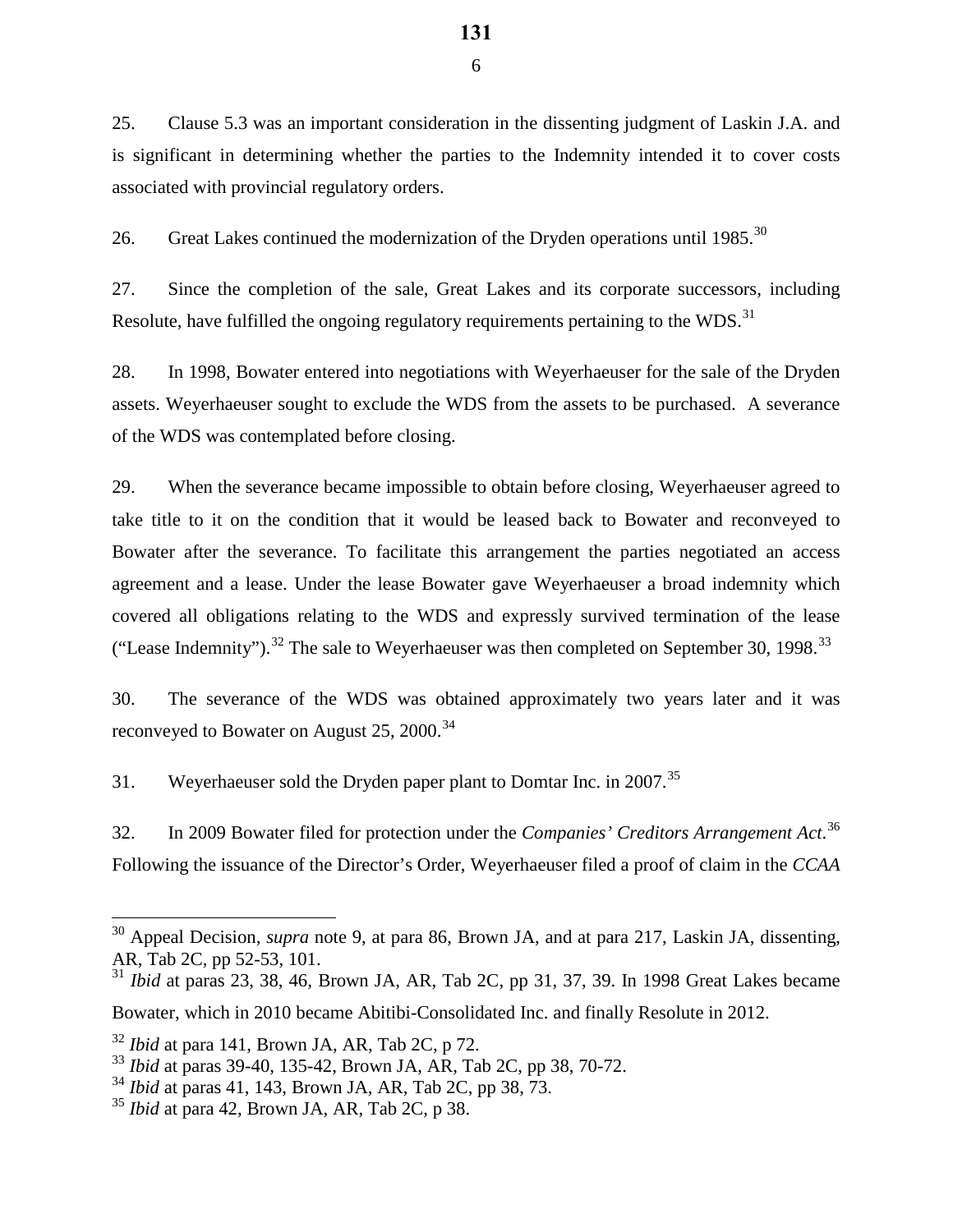25. Clause 5.3 was an important consideration in the dissenting judgment of Laskin J.A. and is significant in determining whether the parties to the Indemnity intended it to cover costs associated with provincial regulatory orders.

26. Great Lakes continued the modernization of the Dryden operations until 1985.[30]

27. Since the completion of the sale, Great Lakes and its corporate successors, including Resolute, have fulfilled the ongoing regulatory requirements pertaining to the WDS.[31]

28. In 1998, Bowater entered into negotiations with Weyerhaeuser for the sale of the Dryden assets. Weyerhaeuser sought to exclude the WDS from the assets to be purchased. A severance of the WDS was contemplated before closing.

29. When the severance became impossible to obtain before closing, Weyerhaeuser agreed to take title to it on the condition that it would be leased back to Bowater and reconveyed to Bowater after the severance. To facilitate this arrangement the parties negotiated an access agreement and a lease. Under the lease Bowater gave Weyerhaeuser a broad indemnity which covered all obligations relating to the WDS and expressly survived termination of the lease ("Lease Indemnity").[32] The sale to Weyerhaeuser was then completed on September 30, 1998.[33]

30. The severance of the WDS was obtained approximately two years later and it was reconveyed to Bowater on August 25, 2000.[34]

31. Weyerhaeuser sold the Dryden paper plant to Domtar Inc. in 2007.[35]

32. In 2009 Bowater filed for protection under the *Companies' Creditors Arrangement Act*.[36] Following the issuance of the Director's Order, Weyerhaeuser filed a proof of claim in the *CCAA*

---

[30] Appeal Decision, *supra* note 9, at para 86, Brown JA, and at para 217, Laskin JA, dissenting, AR, Tab 2C, pp 52-53, 101.

[31] *Ibid* at paras 23, 38, 46, Brown JA, AR, Tab 2C, pp 31, 37, 39. In 1998 Great Lakes became Bowater, which in 2010 became Abitibi-Consolidated Inc. and finally Resolute in 2012.

[32] *Ibid* at para 141, Brown JA, AR, Tab 2C, p 72.

[33] *Ibid* at paras 39-40, 135-42, Brown JA, AR, Tab 2C, pp 38, 70-72.

[34] *Ibid* at paras 41, 143, Brown JA, AR, Tab 2C, pp 38, 73.

[35] *Ibid* at para 42, Brown JA, AR, Tab 2C, p 38.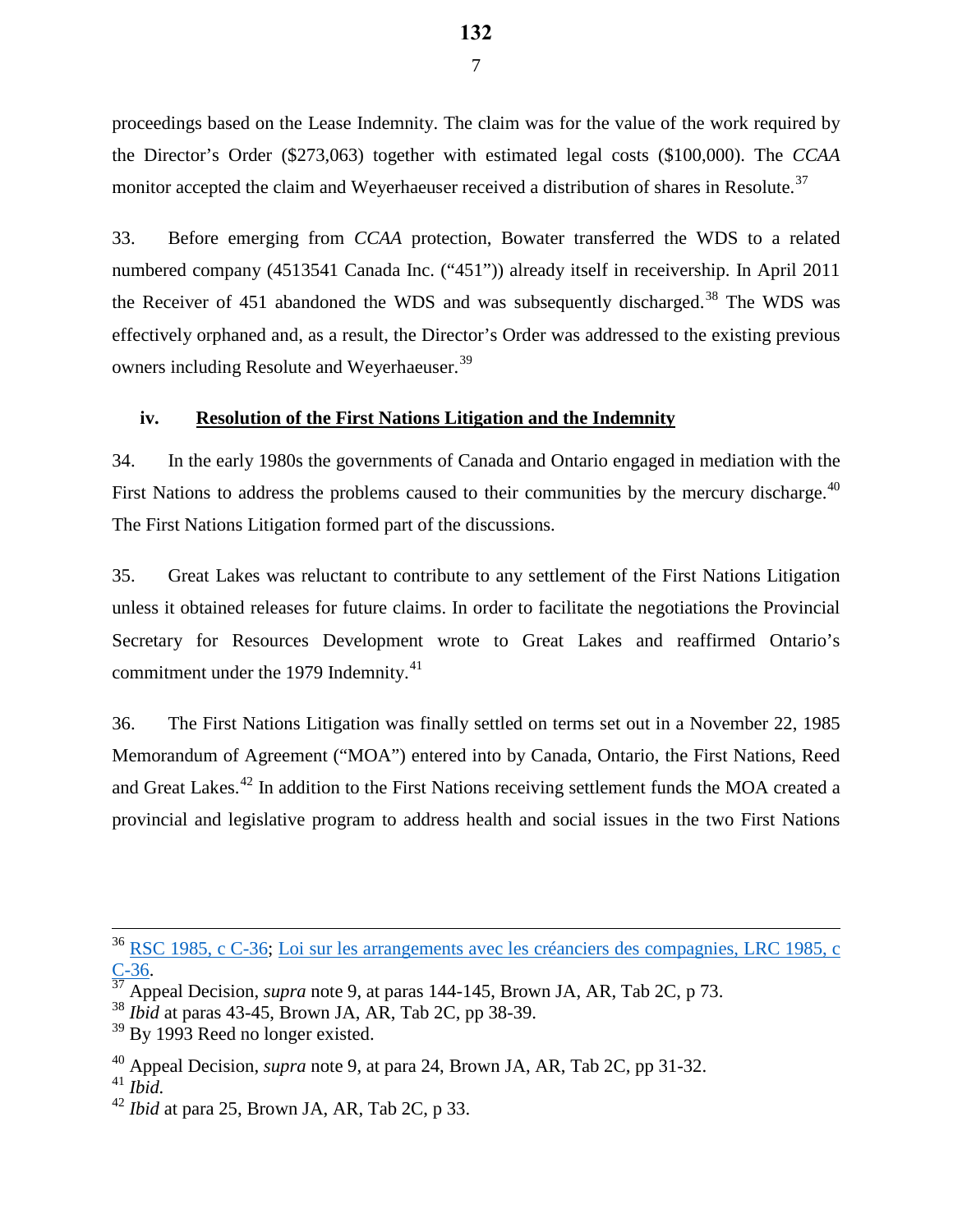proceedings based on the Lease Indemnity. The claim was for the value of the work required by the Director's Order ($273,063) together with estimated legal costs ($100,000). The *CCAA* monitor accepted the claim and Weyerhaeuser received a distribution of shares in Resolute.[37]

33. Before emerging from *CCAA* protection, Bowater transferred the WDS to a related numbered company (4513541 Canada Inc. ("451")) already itself in receivership. In April 2011 the Receiver of 451 abandoned the WDS and was subsequently discharged.[38] The WDS was effectively orphaned and, as a result, the Director's Order was addressed to the existing previous owners including Resolute and Weyerhaeuser.[39]

### iv. Resolution of the First Nations Litigation and the Indemnity

34. In the early 1980s the governments of Canada and Ontario engaged in mediation with the First Nations to address the problems caused to their communities by the mercury discharge.[40] The First Nations Litigation formed part of the discussions.

35. Great Lakes was reluctant to contribute to any settlement of the First Nations Litigation unless it obtained releases for future claims. In order to facilitate the negotiations the Provincial Secretary for Resources Development wrote to Great Lakes and reaffirmed Ontario's commitment under the 1979 Indemnity.[41]

36. The First Nations Litigation was finally settled on terms set out in a November 22, 1985 Memorandum of Agreement ("MOA") entered into by Canada, Ontario, the First Nations, Reed and Great Lakes.[42] In addition to the First Nations receiving settlement funds the MOA created a provincial and legislative program to address health and social issues in the two First Nations

---

[36] RSC 1985, c C-36; Loi sur les arrangements avec les créanciers des compagnies, LRC 1985, c C-36.
[37] Appeal Decision, *supra* note 9, at paras 144-145, Brown JA, AR, Tab 2C, p 73.
[38] *Ibid* at paras 43-45, Brown JA, AR, Tab 2C, pp 38-39.
[39] By 1993 Reed no longer existed.
[40] Appeal Decision, *supra* note 9, at para 24, Brown JA, AR, Tab 2C, pp 31-32.
[41] *Ibid.*
[42] *Ibid* at para 25, Brown JA, AR, Tab 2C, p 33.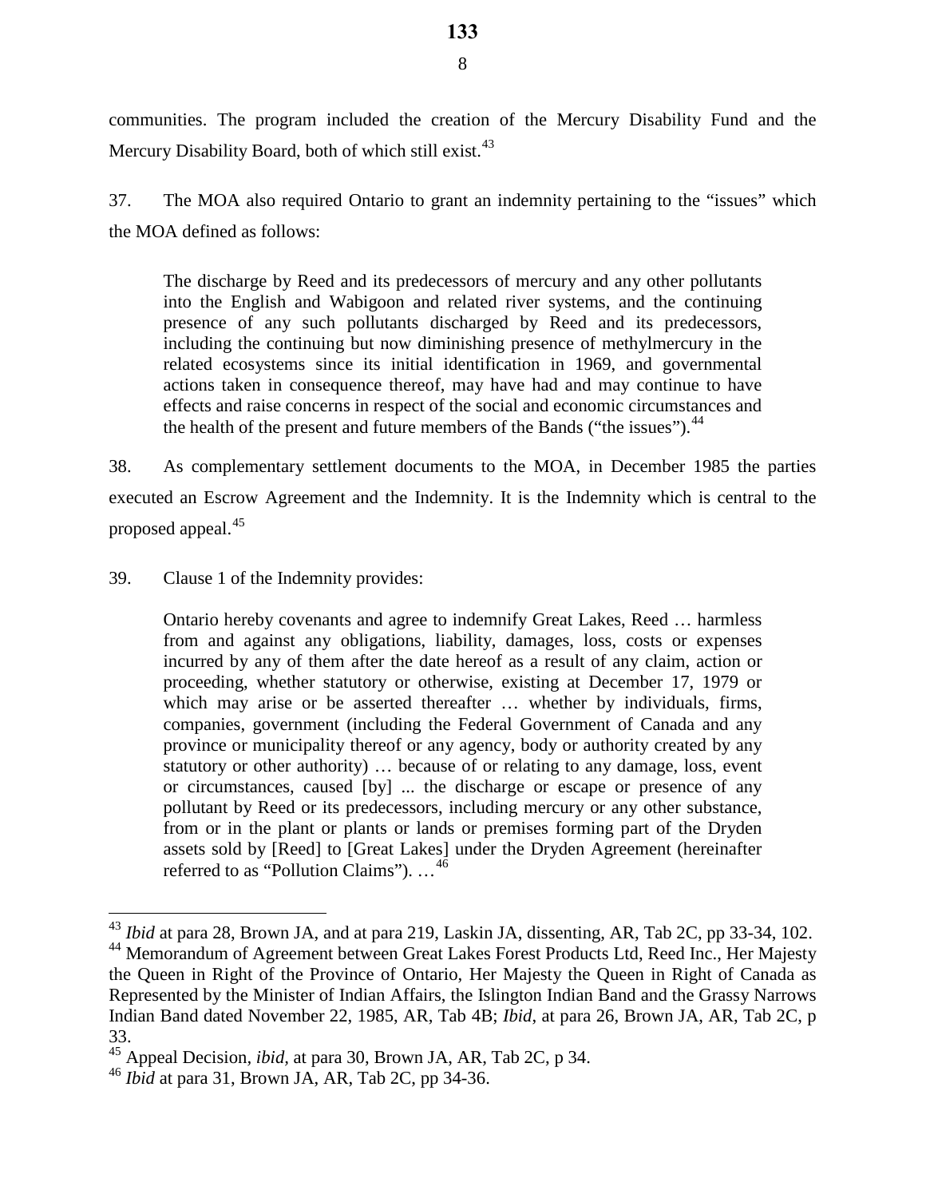communities. The program included the creation of the Mercury Disability Fund and the Mercury Disability Board, both of which still exist.[43]

37. The MOA also required Ontario to grant an indemnity pertaining to the "issues" which the MOA defined as follows:

> The discharge by Reed and its predecessors of mercury and any other pollutants into the English and Wabigoon and related river systems, and the continuing presence of any such pollutants discharged by Reed and its predecessors, including the continuing but now diminishing presence of methylmercury in the related ecosystems since its initial identification in 1969, and governmental actions taken in consequence thereof, may have had and may continue to have effects and raise concerns in respect of the social and economic circumstances and the health of the present and future members of the Bands ("the issues").[44]

38. As complementary settlement documents to the MOA, in December 1985 the parties executed an Escrow Agreement and the Indemnity. It is the Indemnity which is central to the proposed appeal.[45]

39. Clause 1 of the Indemnity provides:

> Ontario hereby covenants and agree to indemnify Great Lakes, Reed … harmless from and against any obligations, liability, damages, loss, costs or expenses incurred by any of them after the date hereof as a result of any claim, action or proceeding, whether statutory or otherwise, existing at December 17, 1979 or which may arise or be asserted thereafter … whether by individuals, firms, companies, government (including the Federal Government of Canada and any province or municipality thereof or any agency, body or authority created by any statutory or other authority) … because of or relating to any damage, loss, event or circumstances, caused [by] ... the discharge or escape or presence of any pollutant by Reed or its predecessors, including mercury or any other substance, from or in the plant or plants or lands or premises forming part of the Dryden assets sold by [Reed] to [Great Lakes] under the Dryden Agreement (hereinafter referred to as "Pollution Claims"). …[46]

---

[43] *Ibid* at para 28, Brown JA, and at para 219, Laskin JA, dissenting, AR, Tab 2C, pp 33-34, 102.

[44] Memorandum of Agreement between Great Lakes Forest Products Ltd, Reed Inc., Her Majesty the Queen in Right of the Province of Ontario, Her Majesty the Queen in Right of Canada as Represented by the Minister of Indian Affairs, the Islington Indian Band and the Grassy Narrows Indian Band dated November 22, 1985, AR, Tab 4B; *Ibid*, at para 26, Brown JA, AR, Tab 2C, p 33.

[45] Appeal Decision, *ibid*, at para 30, Brown JA, AR, Tab 2C, p 34.

[46] *Ibid* at para 31, Brown JA, AR, Tab 2C, pp 34-36.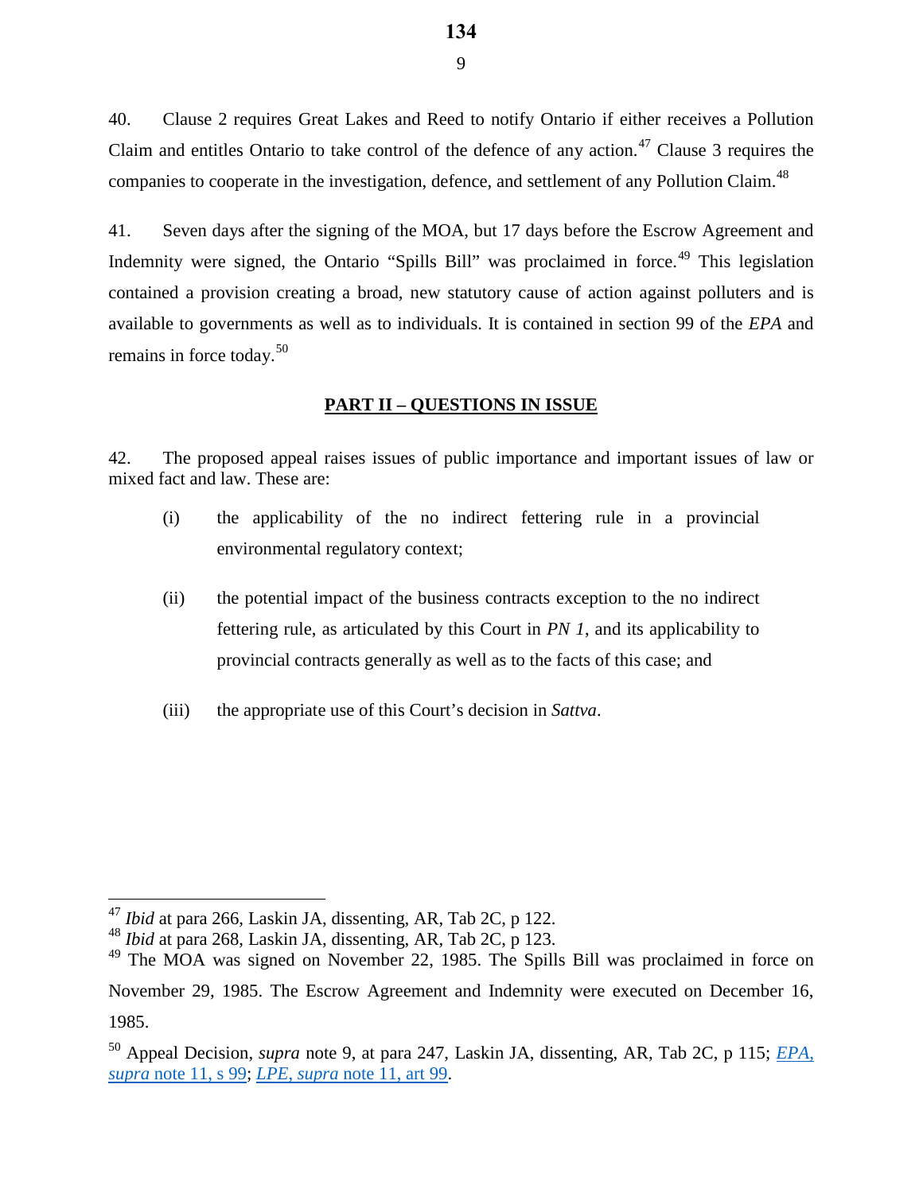40. Clause 2 requires Great Lakes and Reed to notify Ontario if either receives a Pollution Claim and entitles Ontario to take control of the defence of any action.[47] Clause 3 requires the companies to cooperate in the investigation, defence, and settlement of any Pollution Claim.[48]

41. Seven days after the signing of the MOA, but 17 days before the Escrow Agreement and Indemnity were signed, the Ontario "Spills Bill" was proclaimed in force.[49] This legislation contained a provision creating a broad, new statutory cause of action against polluters and is available to governments as well as to individuals. It is contained in section 99 of the *EPA* and remains in force today.[50]

## PART II – QUESTIONS IN ISSUE

42. The proposed appeal raises issues of public importance and important issues of law or mixed fact and law. These are:

(i) the applicability of the no indirect fettering rule in a provincial environmental regulatory context;

(ii) the potential impact of the business contracts exception to the no indirect fettering rule, as articulated by this Court in *PN 1*, and its applicability to provincial contracts generally as well as to the facts of this case; and

(iii) the appropriate use of this Court's decision in *Sattva*.

---

[47] *Ibid* at para 266, Laskin JA, dissenting, AR, Tab 2C, p 122.

[48] *Ibid* at para 268, Laskin JA, dissenting, AR, Tab 2C, p 123.

[49] The MOA was signed on November 22, 1985. The Spills Bill was proclaimed in force on November 29, 1985. The Escrow Agreement and Indemnity were executed on December 16, 1985.

[50] Appeal Decision, *supra* note 9, at para 247, Laskin JA, dissenting, AR, Tab 2C, p 115; *EPA, supra* note 11, s 99; *LPE, supra* note 11, art 99.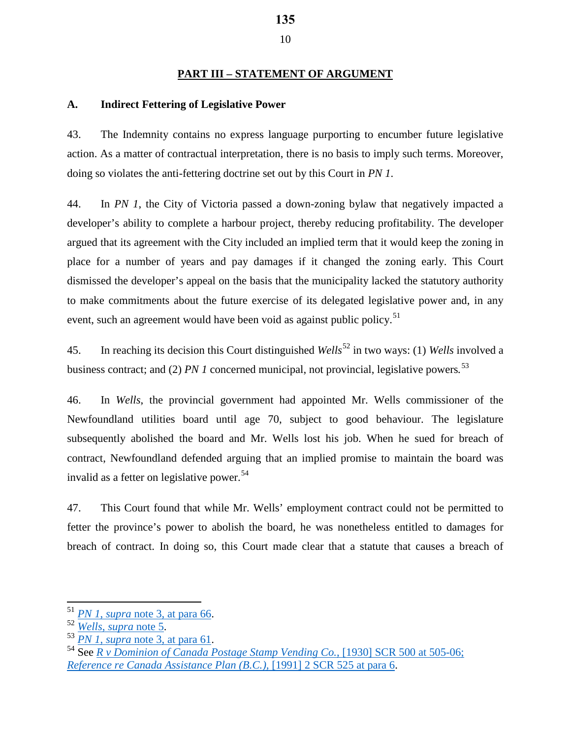## PART III – STATEMENT OF ARGUMENT

### A. Indirect Fettering of Legislative Power

43. The Indemnity contains no express language purporting to encumber future legislative action. As a matter of contractual interpretation, there is no basis to imply such terms. Moreover, doing so violates the anti-fettering doctrine set out by this Court in *PN 1*.

44. In *PN 1*, the City of Victoria passed a down-zoning bylaw that negatively impacted a developer's ability to complete a harbour project, thereby reducing profitability. The developer argued that its agreement with the City included an implied term that it would keep the zoning in place for a number of years and pay damages if it changed the zoning early. This Court dismissed the developer's appeal on the basis that the municipality lacked the statutory authority to make commitments about the future exercise of its delegated legislative power and, in any event, such an agreement would have been void as against public policy.[51]

45. In reaching its decision this Court distinguished *Wells*[52] in two ways: (1) *Wells* involved a business contract; and (2) *PN 1* concerned municipal, not provincial, legislative powers.[53]

46. In *Wells*, the provincial government had appointed Mr. Wells commissioner of the Newfoundland utilities board until age 70, subject to good behaviour. The legislature subsequently abolished the board and Mr. Wells lost his job. When he sued for breach of contract, Newfoundland defended arguing that an implied promise to maintain the board was invalid as a fetter on legislative power.[54]

47. This Court found that while Mr. Wells' employment contract could not be permitted to fetter the province's power to abolish the board, he was nonetheless entitled to damages for breach of contract. In doing so, this Court made clear that a statute that causes a breach of

---

[51] *PN 1, supra* note 3, at para 66.

[52] *Wells, supra* note 5.

[53] *PN 1, supra* note 3, at para 61.

[54] See *R v Dominion of Canada Postage Stamp Vending Co.*, [1930] SCR 500 at 505-06; *Reference re Canada Assistance Plan (B.C.)*, [1991] 2 SCR 525 at para 6.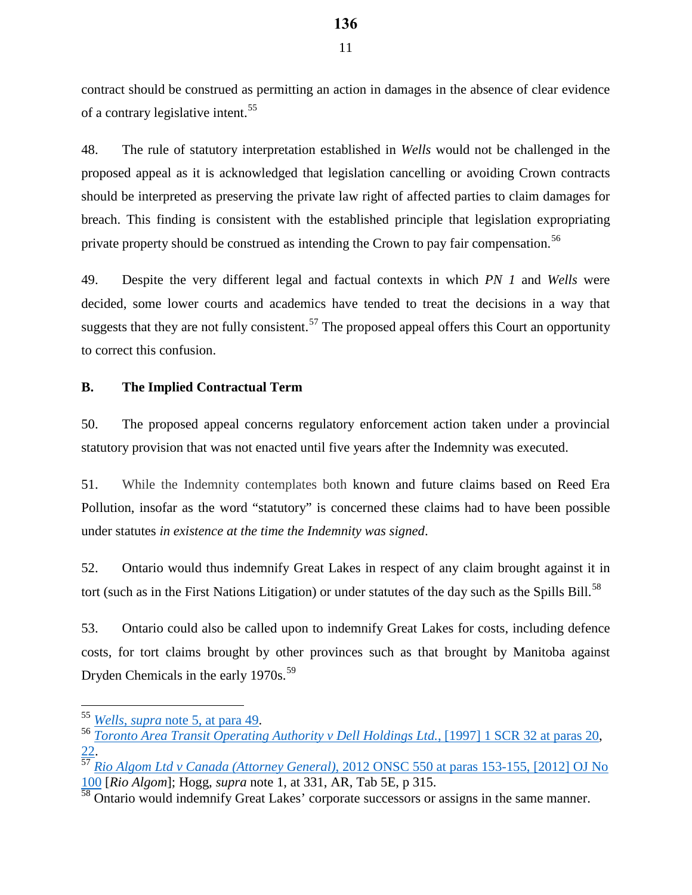contract should be construed as permitting an action in damages in the absence of clear evidence of a contrary legislative intent.[55]

48. The rule of statutory interpretation established in *Wells* would not be challenged in the proposed appeal as it is acknowledged that legislation cancelling or avoiding Crown contracts should be interpreted as preserving the private law right of affected parties to claim damages for breach. This finding is consistent with the established principle that legislation expropriating private property should be construed as intending the Crown to pay fair compensation.[56]

49. Despite the very different legal and factual contexts in which *PN 1* and *Wells* were decided, some lower courts and academics have tended to treat the decisions in a way that suggests that they are not fully consistent.[57] The proposed appeal offers this Court an opportunity to correct this confusion.

## B. The Implied Contractual Term

50. The proposed appeal concerns regulatory enforcement action taken under a provincial statutory provision that was not enacted until five years after the Indemnity was executed.

51. While the Indemnity contemplates both known and future claims based on Reed Era Pollution, insofar as the word "statutory" is concerned these claims had to have been possible under statutes *in existence at the time the Indemnity was signed*.

52. Ontario would thus indemnify Great Lakes in respect of any claim brought against it in tort (such as in the First Nations Litigation) or under statutes of the day such as the Spills Bill.[58]

53. Ontario could also be called upon to indemnify Great Lakes for costs, including defence costs, for tort claims brought by other provinces such as that brought by Manitoba against Dryden Chemicals in the early 1970s.[59]

---

[55] *Wells, supra* note 5, at para 49.

[56] *Toronto Area Transit Operating Authority v Dell Holdings Ltd.*, [1997] 1 SCR 32 at paras 20, 22.

[57] *Rio Algom Ltd v Canada (Attorney General)*, 2012 ONSC 550 at paras 153-155, [2012] OJ No 100 [*Rio Algom*]; Hogg, *supra* note 1, at 331, AR, Tab 5E, p 315.

[58] Ontario would indemnify Great Lakes' corporate successors or assigns in the same manner.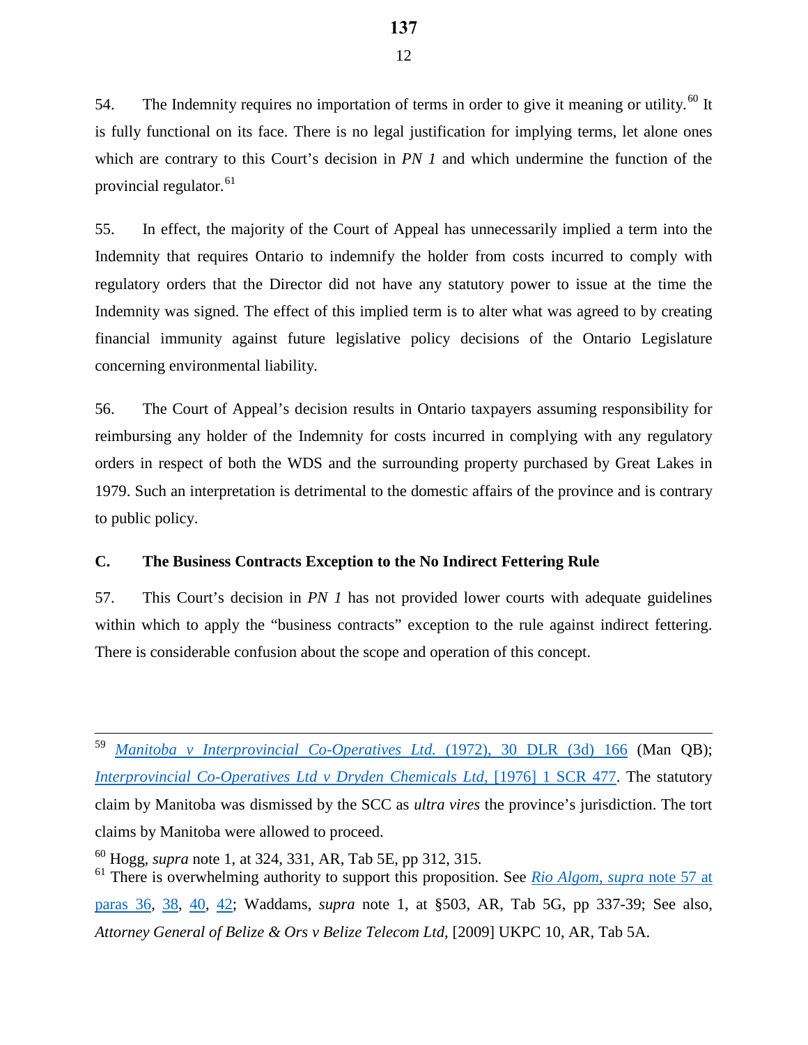54. The Indemnity requires no importation of terms in order to give it meaning or utility.[60] It is fully functional on its face. There is no legal justification for implying terms, let alone ones which are contrary to this Court's decision in *PN 1* and which undermine the function of the provincial regulator.[61]

55. In effect, the majority of the Court of Appeal has unnecessarily implied a term into the Indemnity that requires Ontario to indemnify the holder from costs incurred to comply with regulatory orders that the Director did not have any statutory power to issue at the time the Indemnity was signed. The effect of this implied term is to alter what was agreed to by creating financial immunity against future legislative policy decisions of the Ontario Legislature concerning environmental liability.

56. The Court of Appeal's decision results in Ontario taxpayers assuming responsibility for reimbursing any holder of the Indemnity for costs incurred in complying with any regulatory orders in respect of both the WDS and the surrounding property purchased by Great Lakes in 1979. Such an interpretation is detrimental to the domestic affairs of the province and is contrary to public policy.

### C. The Business Contracts Exception to the No Indirect Fettering Rule

57. This Court's decision in *PN 1* has not provided lower courts with adequate guidelines within which to apply the "business contracts" exception to the rule against indirect fettering. There is considerable confusion about the scope and operation of this concept.

---

[59] *Manitoba v Interprovincial Co-Operatives Ltd.* (1972), 30 DLR (3d) 166 (Man QB); *Interprovincial Co-Operatives Ltd v Dryden Chemicals Ltd*, [1976] 1 SCR 477. The statutory claim by Manitoba was dismissed by the SCC as *ultra vires* the province's jurisdiction. The tort claims by Manitoba were allowed to proceed.

[60] Hogg, *supra* note 1, at 324, 331, AR, Tab 5E, pp 312, 315.

[61] There is overwhelming authority to support this proposition. See *Rio Algom, supra* note 57 at paras 36, 38, 40, 42; Waddams, *supra* note 1, at §503, AR, Tab 5G, pp 337-39; See also, *Attorney General of Belize & Ors v Belize Telecom Ltd*, [2009] UKPC 10, AR, Tab 5A.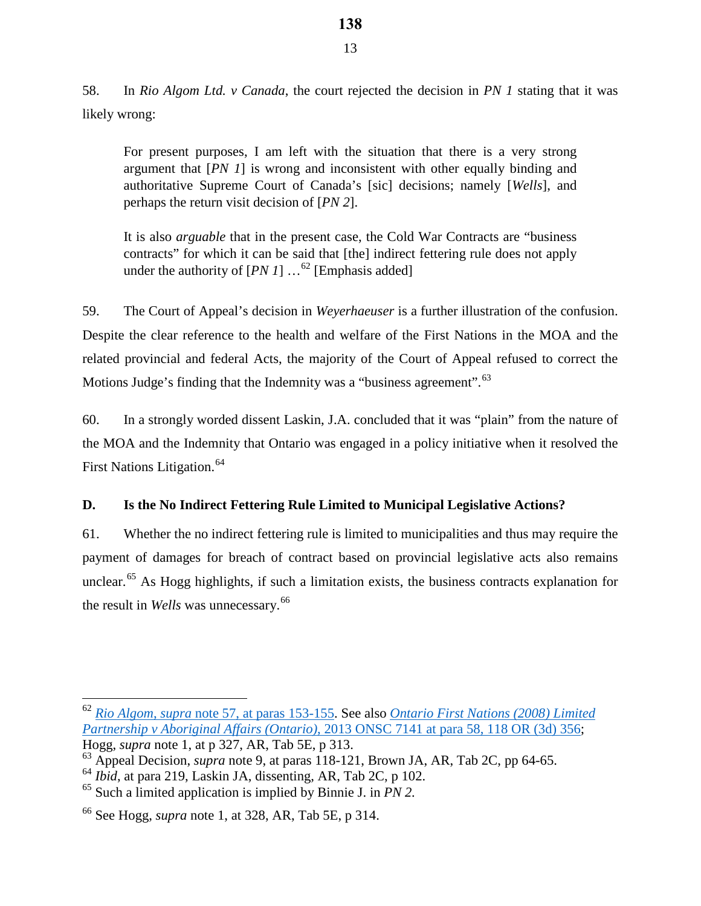58. In *Rio Algom Ltd. v Canada*, the court rejected the decision in *PN 1* stating that it was likely wrong:

> For present purposes, I am left with the situation that there is a very strong argument that [*PN 1*] is wrong and inconsistent with other equally binding and authoritative Supreme Court of Canada's [sic] decisions; namely [*Wells*], and perhaps the return visit decision of [*PN 2*].
>
> It is also *arguable* that in the present case, the Cold War Contracts are "business contracts" for which it can be said that [the] indirect fettering rule does not apply under the authority of [*PN 1*] …[62] [Emphasis added]

59. The Court of Appeal's decision in *Weyerhaeuser* is a further illustration of the confusion. Despite the clear reference to the health and welfare of the First Nations in the MOA and the related provincial and federal Acts, the majority of the Court of Appeal refused to correct the Motions Judge's finding that the Indemnity was a "business agreement".[63]

60. In a strongly worded dissent Laskin, J.A. concluded that it was "plain" from the nature of the MOA and the Indemnity that Ontario was engaged in a policy initiative when it resolved the First Nations Litigation.[64]

**D. Is the No Indirect Fettering Rule Limited to Municipal Legislative Actions?**

61. Whether the no indirect fettering rule is limited to municipalities and thus may require the payment of damages for breach of contract based on provincial legislative acts also remains unclear.[65] As Hogg highlights, if such a limitation exists, the business contracts explanation for the result in *Wells* was unnecessary.[66]

---

[62] *Rio Algom, supra* note 57, at paras 153-155. See also *Ontario First Nations (2008) Limited Partnership v Aboriginal Affairs (Ontario)*, 2013 ONSC 7141 at para 58, 118 OR (3d) 356; Hogg, *supra* note 1, at p 327, AR, Tab 5E, p 313.

[63] Appeal Decision, *supra* note 9, at paras 118-121, Brown JA, AR, Tab 2C, pp 64-65.

[64] *Ibid*, at para 219, Laskin JA, dissenting, AR, Tab 2C, p 102.

[65] Such a limited application is implied by Binnie J. in *PN 2*.

[66] See Hogg, *supra* note 1, at 328, AR, Tab 5E, p 314.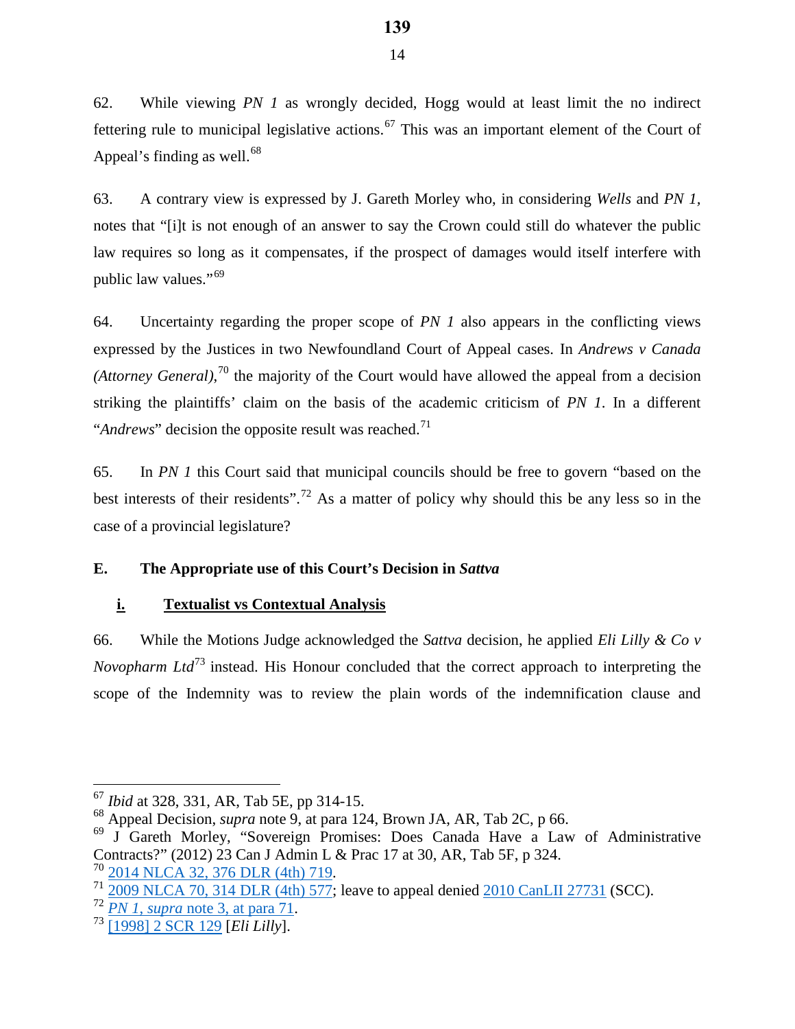62. While viewing *PN 1* as wrongly decided, Hogg would at least limit the no indirect fettering rule to municipal legislative actions.[67] This was an important element of the Court of Appeal's finding as well.[68]

63. A contrary view is expressed by J. Gareth Morley who, in considering *Wells* and *PN 1*, notes that "[i]t is not enough of an answer to say the Crown could still do whatever the public law requires so long as it compensates, if the prospect of damages would itself interfere with public law values."[69]

64. Uncertainty regarding the proper scope of *PN 1* also appears in the conflicting views expressed by the Justices in two Newfoundland Court of Appeal cases. In *Andrews v Canada (Attorney General)*,[70] the majority of the Court would have allowed the appeal from a decision striking the plaintiffs' claim on the basis of the academic criticism of *PN 1*. In a different "*Andrews*" decision the opposite result was reached.[71]

65. In *PN 1* this Court said that municipal councils should be free to govern "based on the best interests of their residents".[72] As a matter of policy why should this be any less so in the case of a provincial legislature?

## E. The Appropriate use of this Court's Decision in *Sattva*

### i. Textualist vs Contextual Analysis

66. While the Motions Judge acknowledged the *Sattva* decision, he applied *Eli Lilly & Co v Novopharm Ltd*[73] instead. His Honour concluded that the correct approach to interpreting the scope of the Indemnity was to review the plain words of the indemnification clause and

---

[67] *Ibid* at 328, 331, AR, Tab 5E, pp 314-15.

[68] Appeal Decision, *supra* note 9, at para 124, Brown JA, AR, Tab 2C, p 66.

[69] J Gareth Morley, "Sovereign Promises: Does Canada Have a Law of Administrative Contracts?" (2012) 23 Can J Admin L & Prac 17 at 30, AR, Tab 5F, p 324.

[70] 2014 NLCA 32, 376 DLR (4th) 719.

[71] 2009 NLCA 70, 314 DLR (4th) 577; leave to appeal denied 2010 CanLII 27731 (SCC).

[72] *PN 1, supra* note 3, at para 71.

[73] [1998] 2 SCR 129 [*Eli Lilly*].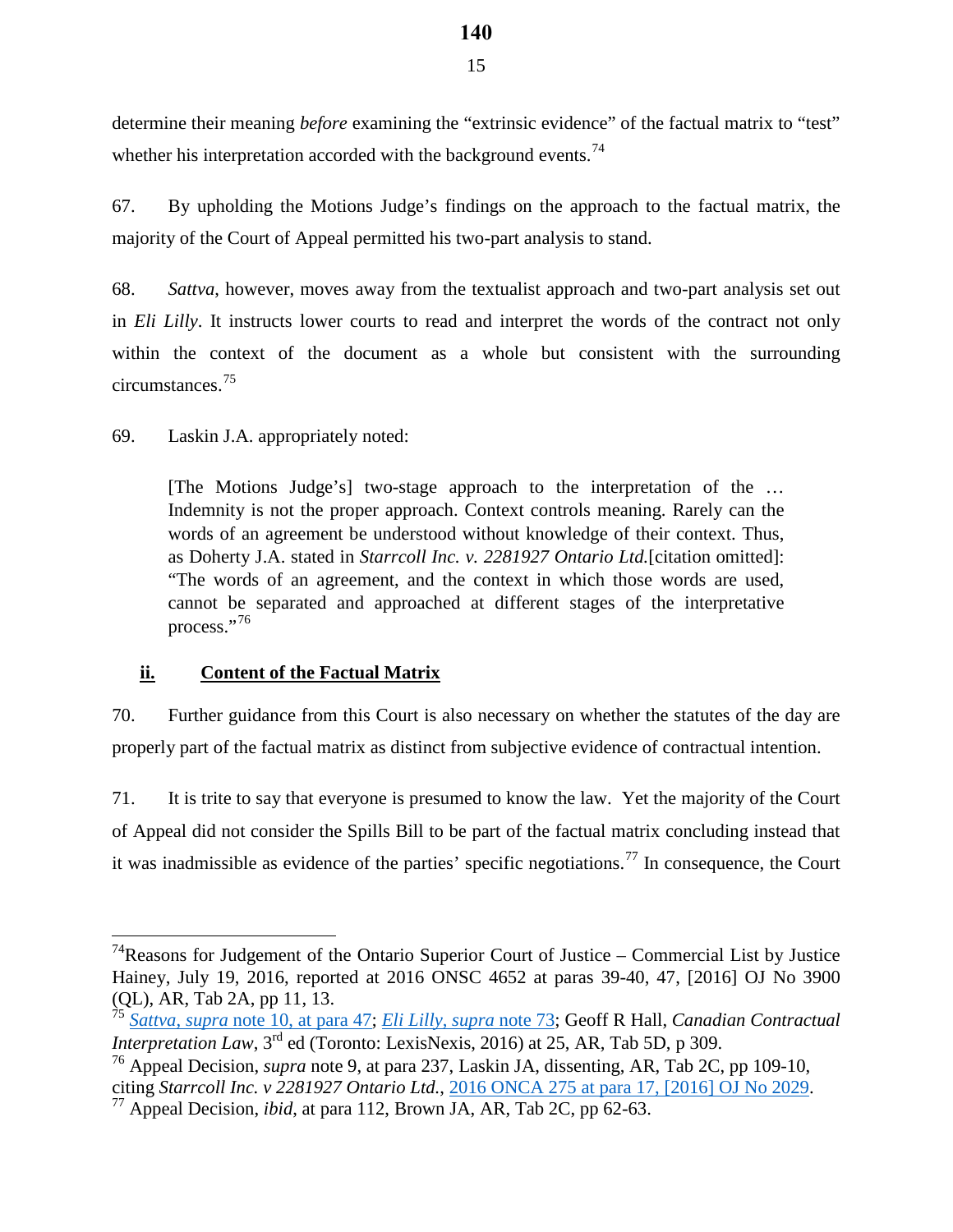determine their meaning *before* examining the "extrinsic evidence" of the factual matrix to "test" whether his interpretation accorded with the background events.[74]

67. By upholding the Motions Judge's findings on the approach to the factual matrix, the majority of the Court of Appeal permitted his two-part analysis to stand.

68. *Sattva,* however, moves away from the textualist approach and two-part analysis set out in *Eli Lilly*. It instructs lower courts to read and interpret the words of the contract not only within the context of the document as a whole but consistent with the surrounding circumstances.[75]

69. Laskin J.A. appropriately noted:

> [The Motions Judge's] two-stage approach to the interpretation of the … Indemnity is not the proper approach. Context controls meaning. Rarely can the words of an agreement be understood without knowledge of their context. Thus, as Doherty J.A. stated in *Starrcoll Inc. v. 2281927 Ontario Ltd.*[citation omitted]: "The words of an agreement, and the context in which those words are used, cannot be separated and approached at different stages of the interpretative process."[76]

### ii. Content of the Factual Matrix

70. Further guidance from this Court is also necessary on whether the statutes of the day are properly part of the factual matrix as distinct from subjective evidence of contractual intention.

71. It is trite to say that everyone is presumed to know the law. Yet the majority of the Court of Appeal did not consider the Spills Bill to be part of the factual matrix concluding instead that it was inadmissible as evidence of the parties' specific negotiations.[77] In consequence, the Court

---

[74] Reasons for Judgement of the Ontario Superior Court of Justice – Commercial List by Justice Hainey, July 19, 2016, reported at 2016 ONSC 4652 at paras 39-40, 47, [2016] OJ No 3900 (QL), AR, Tab 2A, pp 11, 13.

[75] *Sattva, supra* note 10, at para 47; *Eli Lilly, supra* note 73; Geoff R Hall, *Canadian Contractual Interpretation Law*, 3rd ed (Toronto: LexisNexis, 2016) at 25, AR, Tab 5D, p 309.

[76] Appeal Decision, *supra* note 9, at para 237, Laskin JA, dissenting, AR, Tab 2C, pp 109-10, citing *Starrcoll Inc. v 2281927 Ontario Ltd.*, 2016 ONCA 275 at para 17, [2016] OJ No 2029.

[77] Appeal Decision, *ibid*, at para 112, Brown JA, AR, Tab 2C, pp 62-63.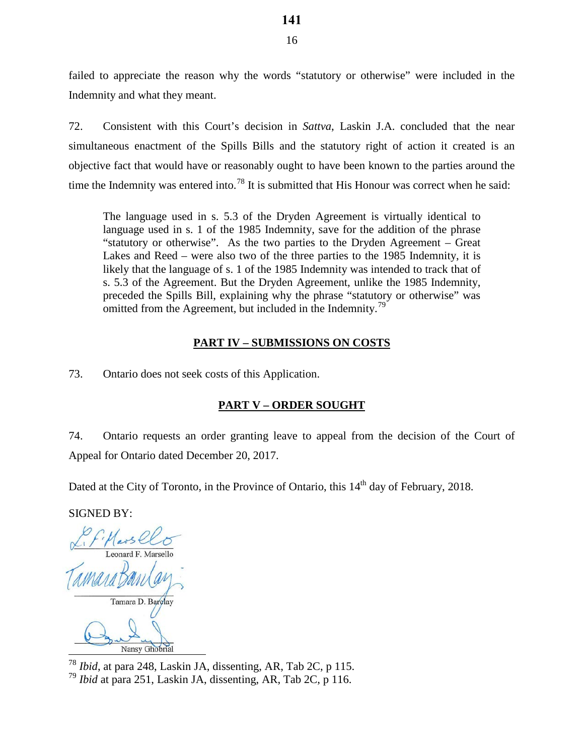failed to appreciate the reason why the words "statutory or otherwise" were included in the Indemnity and what they meant.

72. Consistent with this Court's decision in *Sattva*, Laskin J.A. concluded that the near simultaneous enactment of the Spills Bills and the statutory right of action it created is an objective fact that would have or reasonably ought to have been known to the parties around the time the Indemnity was entered into.[78] It is submitted that His Honour was correct when he said:

> The language used in s. 5.3 of the Dryden Agreement is virtually identical to language used in s. 1 of the 1985 Indemnity, save for the addition of the phrase "statutory or otherwise". As the two parties to the Dryden Agreement – Great Lakes and Reed – were also two of the three parties to the 1985 Indemnity, it is likely that the language of s. 1 of the 1985 Indemnity was intended to track that of s. 5.3 of the Agreement. But the Dryden Agreement, unlike the 1985 Indemnity, preceded the Spills Bill, explaining why the phrase "statutory or otherwise" was omitted from the Agreement, but included in the Indemnity.[79]

## PART IV – SUBMISSIONS ON COSTS

73. Ontario does not seek costs of this Application.

## PART V – ORDER SOUGHT

74. Ontario requests an order granting leave to appeal from the decision of the Court of Appeal for Ontario dated December 20, 2017.

Dated at the City of Toronto, in the Province of Ontario, this 14th day of February, 2018.

SIGNED BY:

Leonard F. Marsello

Tamara D. Barclay

Nansy Ghobrial

[78] *Ibid*, at para 248, Laskin JA, dissenting, AR, Tab 2C, p 115.

[79] *Ibid* at para 251, Laskin JA, dissenting, AR, Tab 2C, p 116.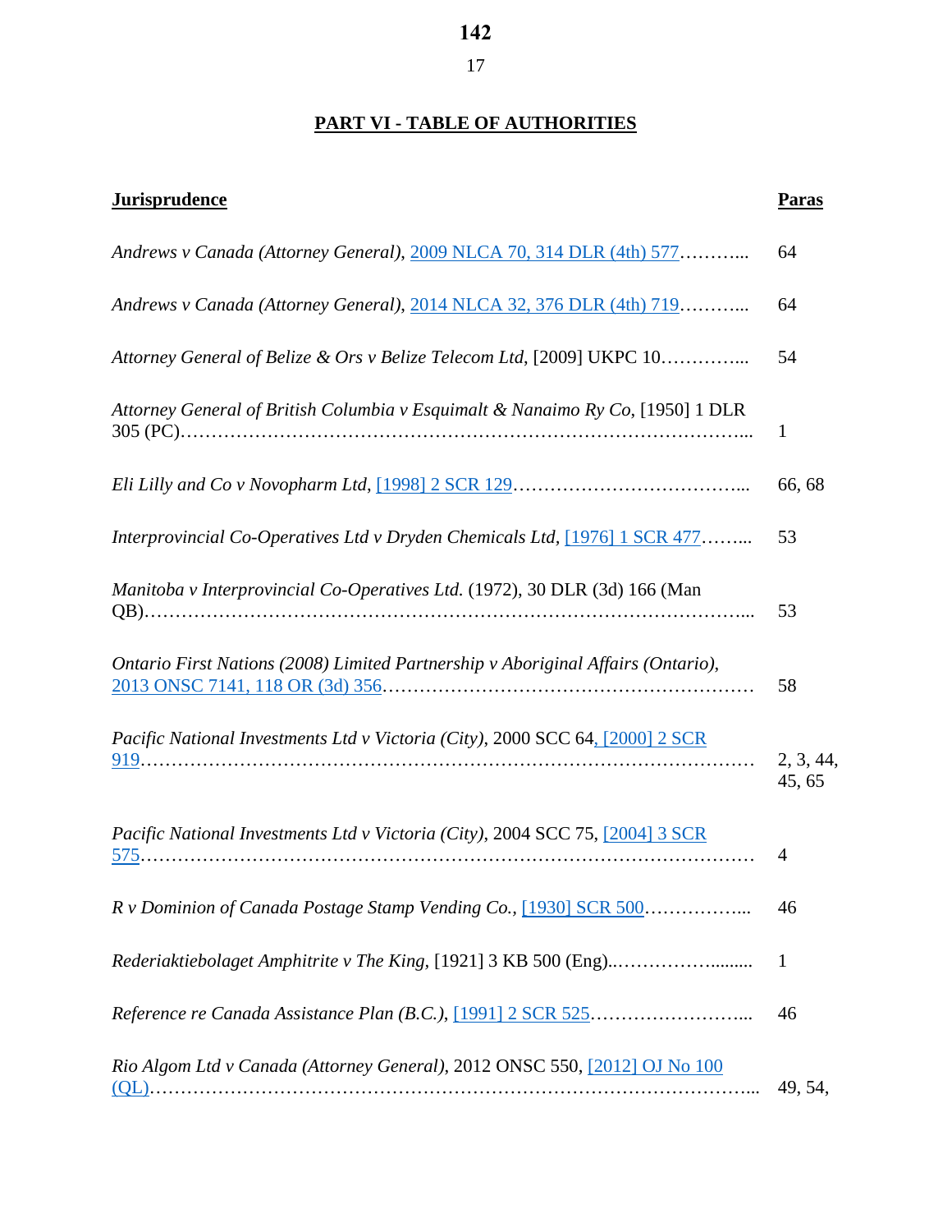## PART VI - TABLE OF AUTHORITIES

| Jurisprudence | Paras |
|---|---|
| *Andrews v Canada (Attorney General)*, 2009 NLCA 70, 314 DLR (4th) 577……….. | 64 |
| *Andrews v Canada (Attorney General)*, 2014 NLCA 32, 376 DLR (4th) 719……….. | 64 |
| *Attorney General of Belize & Ors v Belize Telecom Ltd*, [2009] UKPC 10…………... | 54 |
| *Attorney General of British Columbia v Esquimalt & Nanaimo Ry Co*, [1950] 1 DLR 305 (PC)……………………………………………………………………………... | 1 |
| *Eli Lilly and Co v Novopharm Ltd*, [1998] 2 SCR 129……………………………... | 66, 68 |
| *Interprovincial Co-Operatives Ltd v Dryden Chemicals Ltd*, [1976] 1 SCR 477……... | 53 |
| *Manitoba v Interprovincial Co-Operatives Ltd.* (1972), 30 DLR (3d) 166 (Man QB)……………………………………………………………………………………... | 53 |
| *Ontario First Nations (2008) Limited Partnership v Aboriginal Affairs (Ontario)*, 2013 ONSC 7141, 118 OR (3d) 356…………………………………………………… | 58 |
| *Pacific National Investments Ltd v Victoria (City)*, 2000 SCC 64, [2000] 2 SCR 919………………………………………………………………………………… | 2, 3, 44, 45, 65 |
| *Pacific National Investments Ltd v Victoria (City)*, 2004 SCC 75, [2004] 3 SCR 575………………………………………………………………………………… | 4 |
| *R v Dominion of Canada Postage Stamp Vending Co.*, [1930] SCR 500……………... | 46 |
| *Rederiaktiebolaget Amphitrite v The King*, [1921] 3 KB 500 (Eng)..……………......... | 1 |
| *Reference re Canada Assistance Plan (B.C.)*, [1991] 2 SCR 525……………………... | 46 |
| *Rio Algom Ltd v Canada (Attorney General)*, 2012 ONSC 550, [2012] OJ No 100 (QL)…………………………………………………………………………………... | 49, 54, |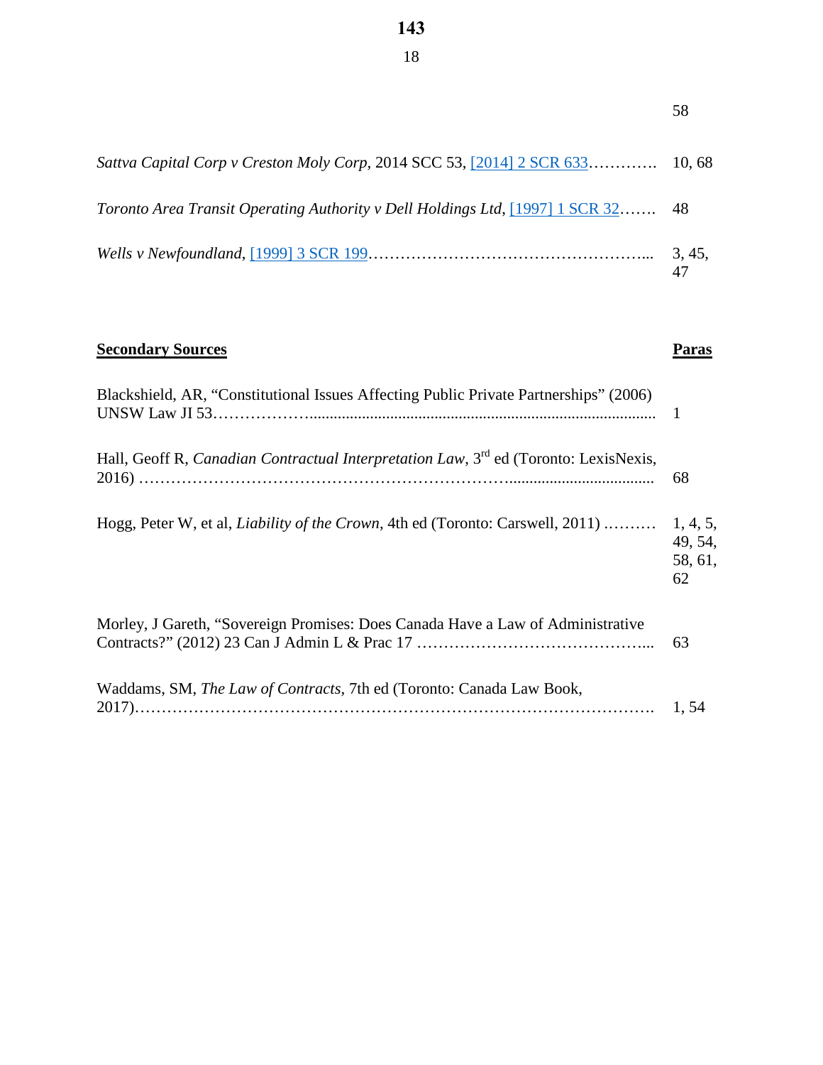| | |
|---|---|
| | 58 |
| *Sattva Capital Corp v Creston Moly Corp*, 2014 SCC 53, [2014] 2 SCR 633…………. | 10, 68 |
| *Toronto Area Transit Operating Authority v Dell Holdings Ltd*, [1997] 1 SCR 32……. | 48 |
| *Wells v Newfoundland*, [1999] 3 SCR 199…………………………………………... | 3, 45, 47 |

| **Secondary Sources** | **Paras** |
|---|---|
| Blackshield, AR, "Constitutional Issues Affecting Public Private Partnerships" (2006) UNSW Law JI 53……………….................................................................................... | 1 |
| Hall, Geoff R, *Canadian Contractual Interpretation Law*, 3rd ed (Toronto: LexisNexis, 2016) ………………………………………………………….................................... | 68 |
| Hogg, Peter W, et al, *Liability of the Crown*, 4th ed (Toronto: Carswell, 2011) ………. | 1, 4, 5, 49, 54, 58, 61, 62 |
| Morley, J Gareth, "Sovereign Promises: Does Canada Have a Law of Administrative Contracts?" (2012) 23 Can J Admin L & Prac 17 ……………………………………... | 63 |
| Waddams, SM, *The Law of Contracts*, 7th ed (Toronto: Canada Law Book, 2017)………………………………………………………………………………. | 1, 54 |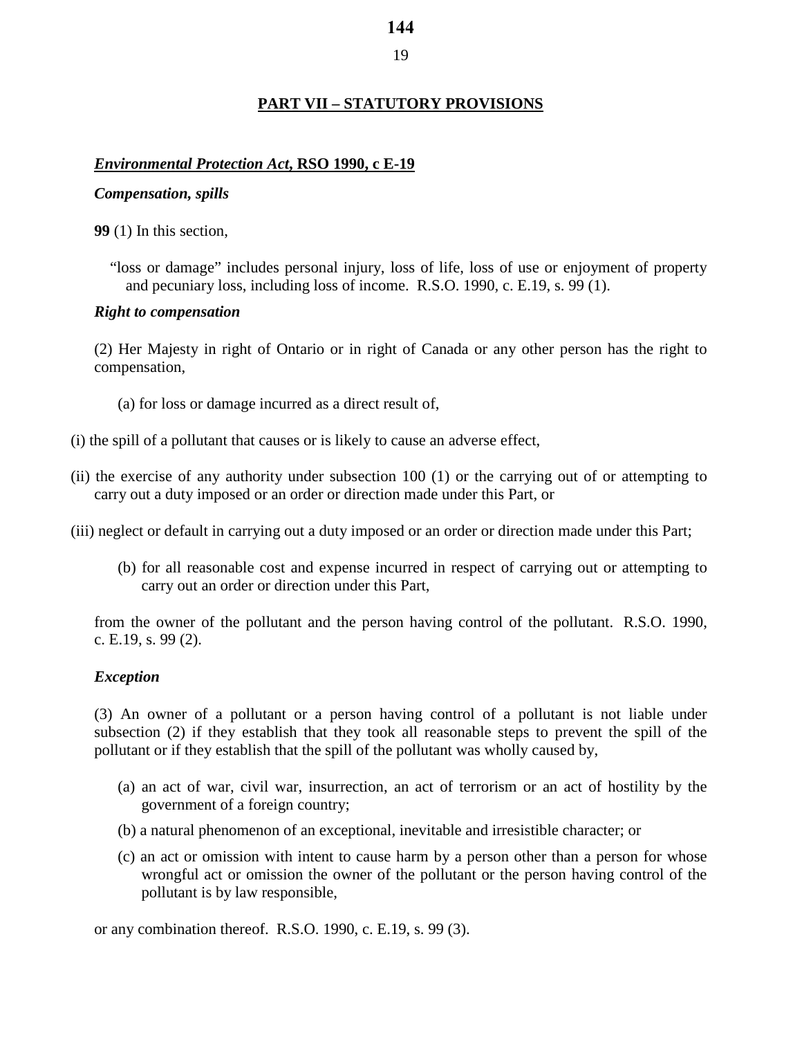## PART VII – STATUTORY PROVISIONS

***Environmental Protection Act*, RSO 1990, c E-19**

***Compensation, spills***

**99** (1) In this section,

"loss or damage" includes personal injury, loss of life, loss of use or enjoyment of property and pecuniary loss, including loss of income. R.S.O. 1990, c. E.19, s. 99 (1).

***Right to compensation***

(2) Her Majesty in right of Ontario or in right of Canada or any other person has the right to compensation,

(a) for loss or damage incurred as a direct result of,

(i) the spill of a pollutant that causes or is likely to cause an adverse effect,

(ii) the exercise of any authority under subsection 100 (1) or the carrying out of or attempting to carry out a duty imposed or an order or direction made under this Part, or

(iii) neglect or default in carrying out a duty imposed or an order or direction made under this Part;

(b) for all reasonable cost and expense incurred in respect of carrying out or attempting to carry out an order or direction under this Part,

from the owner of the pollutant and the person having control of the pollutant. R.S.O. 1990, c. E.19, s. 99 (2).

***Exception***

(3) An owner of a pollutant or a person having control of a pollutant is not liable under subsection (2) if they establish that they took all reasonable steps to prevent the spill of the pollutant or if they establish that the spill of the pollutant was wholly caused by,

(a) an act of war, civil war, insurrection, an act of terrorism or an act of hostility by the government of a foreign country;

(b) a natural phenomenon of an exceptional, inevitable and irresistible character; or

(c) an act or omission with intent to cause harm by a person other than a person for whose wrongful act or omission the owner of the pollutant or the person having control of the pollutant is by law responsible,

or any combination thereof. R.S.O. 1990, c. E.19, s. 99 (3).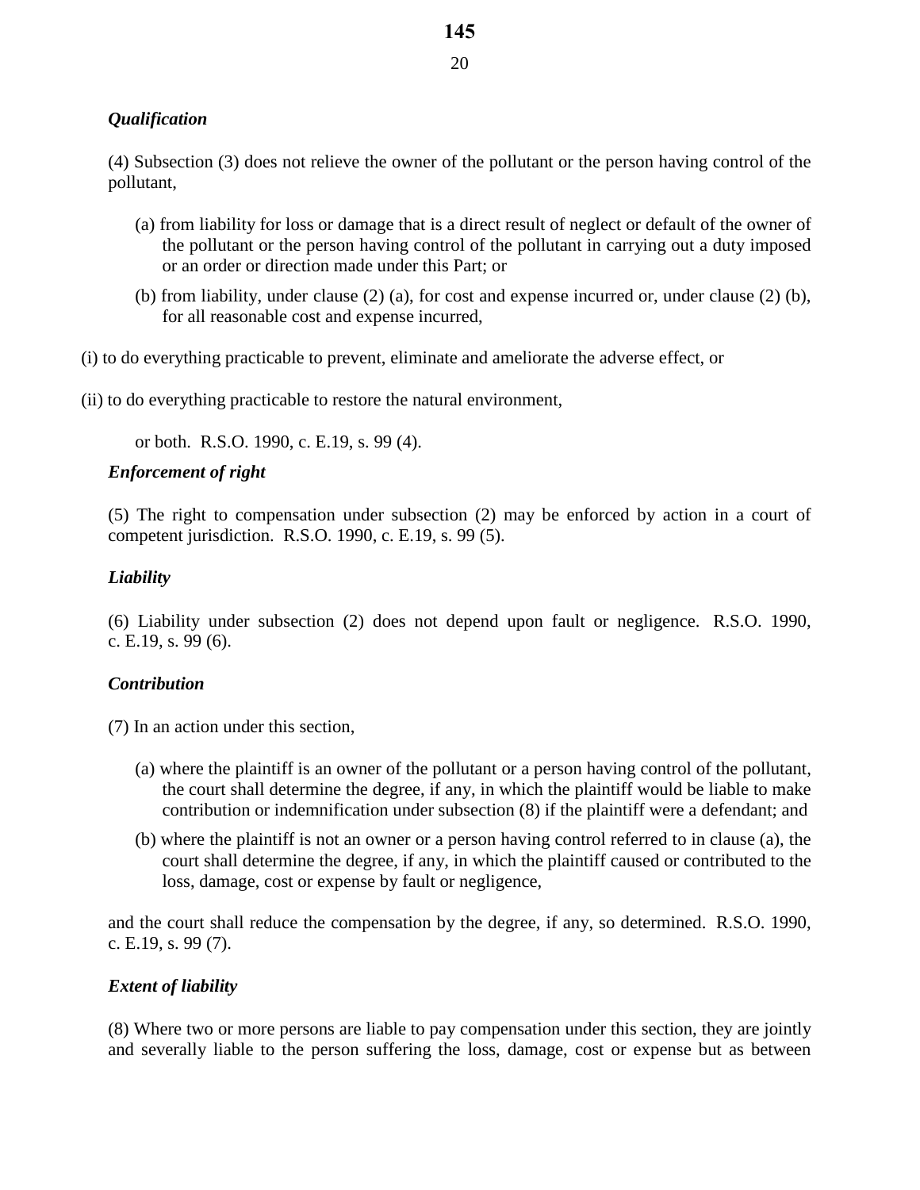***Qualification***

(4) Subsection (3) does not relieve the owner of the pollutant or the person having control of the pollutant,

(a) from liability for loss or damage that is a direct result of neglect or default of the owner of the pollutant or the person having control of the pollutant in carrying out a duty imposed or an order or direction made under this Part; or

(b) from liability, under clause (2) (a), for cost and expense incurred or, under clause (2) (b), for all reasonable cost and expense incurred,

(i) to do everything practicable to prevent, eliminate and ameliorate the adverse effect, or

(ii) to do everything practicable to restore the natural environment,

or both. R.S.O. 1990, c. E.19, s. 99 (4).

***Enforcement of right***

(5) The right to compensation under subsection (2) may be enforced by action in a court of competent jurisdiction. R.S.O. 1990, c. E.19, s. 99 (5).

***Liability***

(6) Liability under subsection (2) does not depend upon fault or negligence. R.S.O. 1990, c. E.19, s. 99 (6).

***Contribution***

(7) In an action under this section,

(a) where the plaintiff is an owner of the pollutant or a person having control of the pollutant, the court shall determine the degree, if any, in which the plaintiff would be liable to make contribution or indemnification under subsection (8) if the plaintiff were a defendant; and

(b) where the plaintiff is not an owner or a person having control referred to in clause (a), the court shall determine the degree, if any, in which the plaintiff caused or contributed to the loss, damage, cost or expense by fault or negligence,

and the court shall reduce the compensation by the degree, if any, so determined. R.S.O. 1990, c. E.19, s. 99 (7).

***Extent of liability***

(8) Where two or more persons are liable to pay compensation under this section, they are jointly and severally liable to the person suffering the loss, damage, cost or expense but as between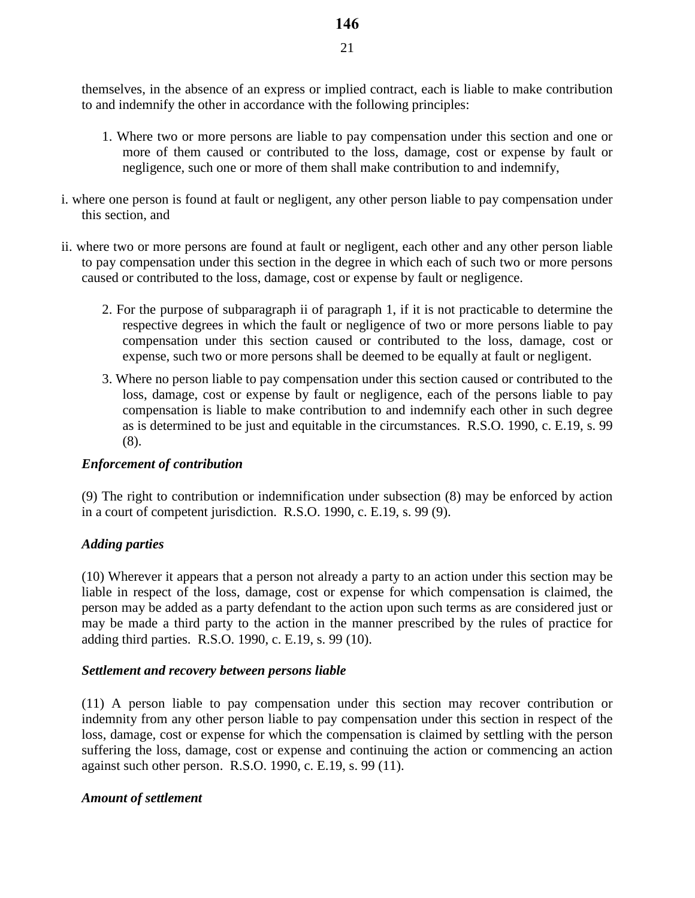themselves, in the absence of an express or implied contract, each is liable to make contribution to and indemnify the other in accordance with the following principles:

1. Where two or more persons are liable to pay compensation under this section and one or more of them caused or contributed to the loss, damage, cost or expense by fault or negligence, such one or more of them shall make contribution to and indemnify,

i. where one person is found at fault or negligent, any other person liable to pay compensation under this section, and

ii. where two or more persons are found at fault or negligent, each other and any other person liable to pay compensation under this section in the degree in which each of such two or more persons caused or contributed to the loss, damage, cost or expense by fault or negligence.

2. For the purpose of subparagraph ii of paragraph 1, if it is not practicable to determine the respective degrees in which the fault or negligence of two or more persons liable to pay compensation under this section caused or contributed to the loss, damage, cost or expense, such two or more persons shall be deemed to be equally at fault or negligent.

3. Where no person liable to pay compensation under this section caused or contributed to the loss, damage, cost or expense by fault or negligence, each of the persons liable to pay compensation is liable to make contribution to and indemnify each other in such degree as is determined to be just and equitable in the circumstances. R.S.O. 1990, c. E.19, s. 99 (8).

***Enforcement of contribution***

(9) The right to contribution or indemnification under subsection (8) may be enforced by action in a court of competent jurisdiction. R.S.O. 1990, c. E.19, s. 99 (9).

***Adding parties***

(10) Wherever it appears that a person not already a party to an action under this section may be liable in respect of the loss, damage, cost or expense for which compensation is claimed, the person may be added as a party defendant to the action upon such terms as are considered just or may be made a third party to the action in the manner prescribed by the rules of practice for adding third parties. R.S.O. 1990, c. E.19, s. 99 (10).

***Settlement and recovery between persons liable***

(11) A person liable to pay compensation under this section may recover contribution or indemnity from any other person liable to pay compensation under this section in respect of the loss, damage, cost or expense for which the compensation is claimed by settling with the person suffering the loss, damage, cost or expense and continuing the action or commencing an action against such other person. R.S.O. 1990, c. E.19, s. 99 (11).

***Amount of settlement***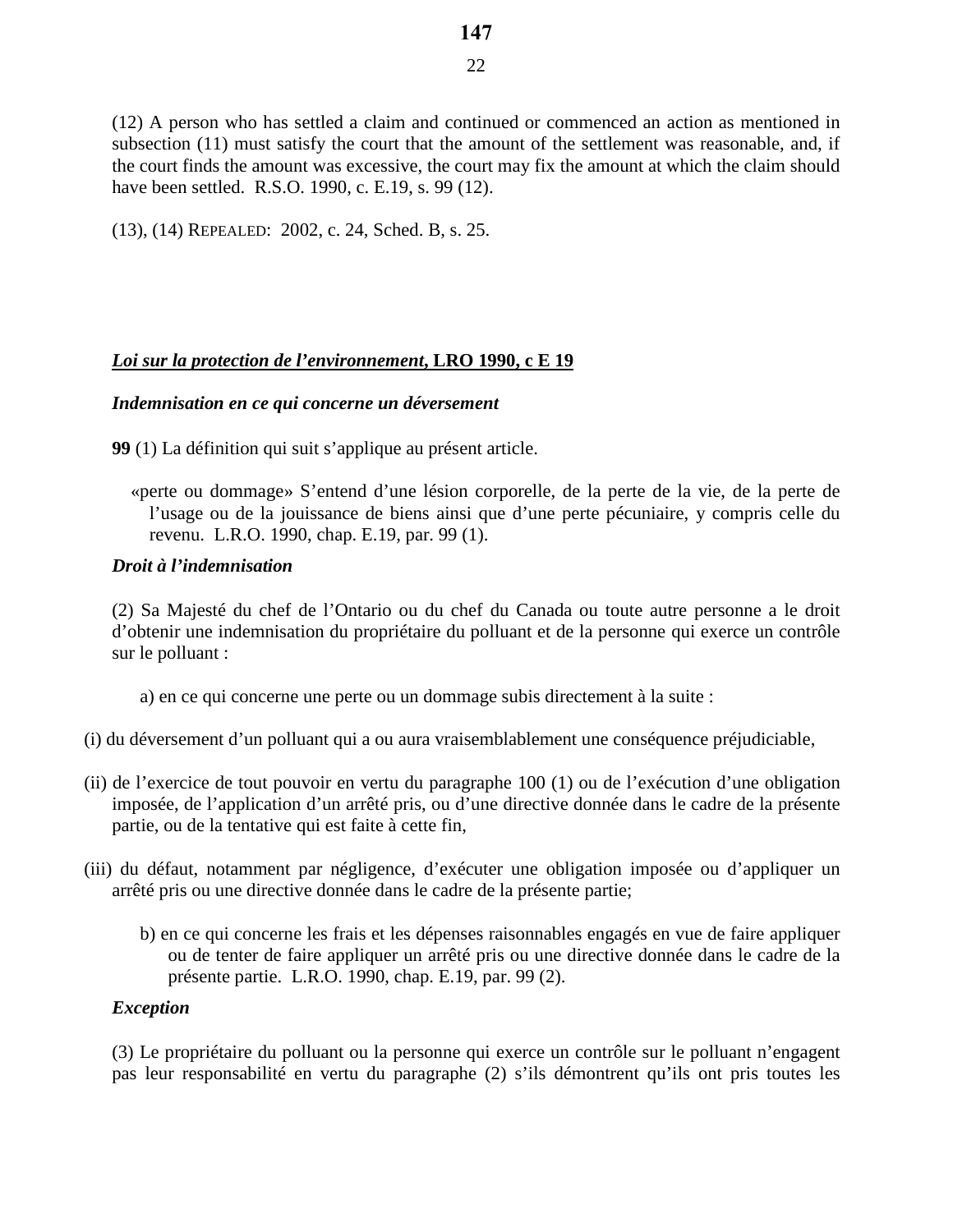(12) A person who has settled a claim and continued or commenced an action as mentioned in subsection (11) must satisfy the court that the amount of the settlement was reasonable, and, if the court finds the amount was excessive, the court may fix the amount at which the claim should have been settled. R.S.O. 1990, c. E.19, s. 99 (12).

(13), (14) REPEALED: 2002, c. 24, Sched. B, s. 25.

***<u>Loi sur la protection de l'environnement</u>*, <u>LRO 1990, c E 19</u>**

***Indemnisation en ce qui concerne un déversement***

**99** (1) La définition qui suit s'applique au présent article.

«perte ou dommage» S'entend d'une lésion corporelle, de la perte de la vie, de la perte de l'usage ou de la jouissance de biens ainsi que d'une perte pécuniaire, y compris celle du revenu. L.R.O. 1990, chap. E.19, par. 99 (1).

***Droit à l'indemnisation***

(2) Sa Majesté du chef de l'Ontario ou du chef du Canada ou toute autre personne a le droit d'obtenir une indemnisation du propriétaire du polluant et de la personne qui exerce un contrôle sur le polluant :

a) en ce qui concerne une perte ou un dommage subis directement à la suite :

(i) du déversement d'un polluant qui a ou aura vraisemblablement une conséquence préjudiciable,

(ii) de l'exercice de tout pouvoir en vertu du paragraphe 100 (1) ou de l'exécution d'une obligation imposée, de l'application d'un arrêté pris, ou d'une directive donnée dans le cadre de la présente partie, ou de la tentative qui est faite à cette fin,

(iii) du défaut, notamment par négligence, d'exécuter une obligation imposée ou d'appliquer un arrêté pris ou une directive donnée dans le cadre de la présente partie;

b) en ce qui concerne les frais et les dépenses raisonnables engagés en vue de faire appliquer ou de tenter de faire appliquer un arrêté pris ou une directive donnée dans le cadre de la présente partie. L.R.O. 1990, chap. E.19, par. 99 (2).

***Exception***

(3) Le propriétaire du polluant ou la personne qui exerce un contrôle sur le polluant n'engagent pas leur responsabilité en vertu du paragraphe (2) s'ils démontrent qu'ils ont pris toutes les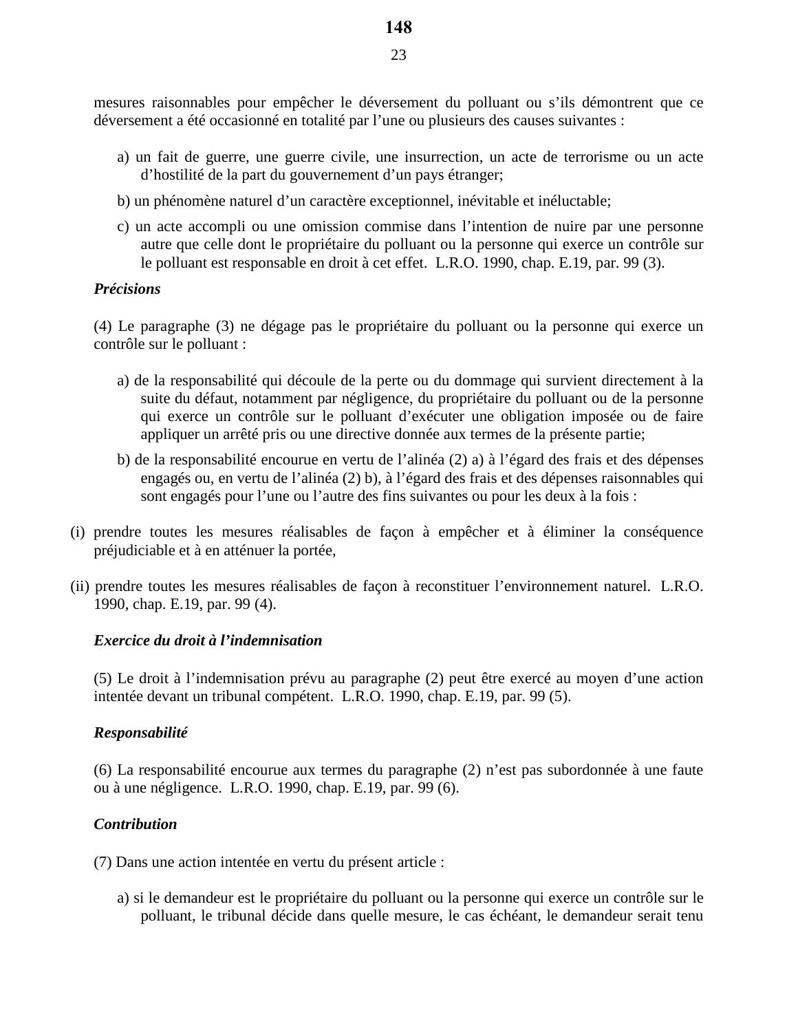mesures raisonnables pour empêcher le déversement du polluant ou s'ils démontrent que ce déversement a été occasionné en totalité par l'une ou plusieurs des causes suivantes :

a) un fait de guerre, une guerre civile, une insurrection, un acte de terrorisme ou un acte d'hostilité de la part du gouvernement d'un pays étranger;

b) un phénomène naturel d'un caractère exceptionnel, inévitable et inéluctable;

c) un acte accompli ou une omission commise dans l'intention de nuire par une personne autre que celle dont le propriétaire du polluant ou la personne qui exerce un contrôle sur le polluant est responsable en droit à cet effet. L.R.O. 1990, chap. E.19, par. 99 (3).

***Précisions***

(4) Le paragraphe (3) ne dégage pas le propriétaire du polluant ou la personne qui exerce un contrôle sur le polluant :

a) de la responsabilité qui découle de la perte ou du dommage qui survient directement à la suite du défaut, notamment par négligence, du propriétaire du polluant ou de la personne qui exerce un contrôle sur le polluant d'exécuter une obligation imposée ou de faire appliquer un arrêté pris ou une directive donnée aux termes de la présente partie;

b) de la responsabilité encourue en vertu de l'alinéa (2) a) à l'égard des frais et des dépenses engagés ou, en vertu de l'alinéa (2) b), à l'égard des frais et des dépenses raisonnables qui sont engagés pour l'une ou l'autre des fins suivantes ou pour les deux à la fois :

(i) prendre toutes les mesures réalisables de façon à empêcher et à éliminer la conséquence préjudiciable et à en atténuer la portée,

(ii) prendre toutes les mesures réalisables de façon à reconstituer l'environnement naturel. L.R.O. 1990, chap. E.19, par. 99 (4).

***Exercice du droit à l'indemnisation***

(5) Le droit à l'indemnisation prévu au paragraphe (2) peut être exercé au moyen d'une action intentée devant un tribunal compétent. L.R.O. 1990, chap. E.19, par. 99 (5).

***Responsabilité***

(6) La responsabilité encourue aux termes du paragraphe (2) n'est pas subordonnée à une faute ou à une négligence. L.R.O. 1990, chap. E.19, par. 99 (6).

***Contribution***

(7) Dans une action intentée en vertu du présent article :

a) si le demandeur est le propriétaire du polluant ou la personne qui exerce un contrôle sur le polluant, le tribunal décide dans quelle mesure, le cas échéant, le demandeur serait tenu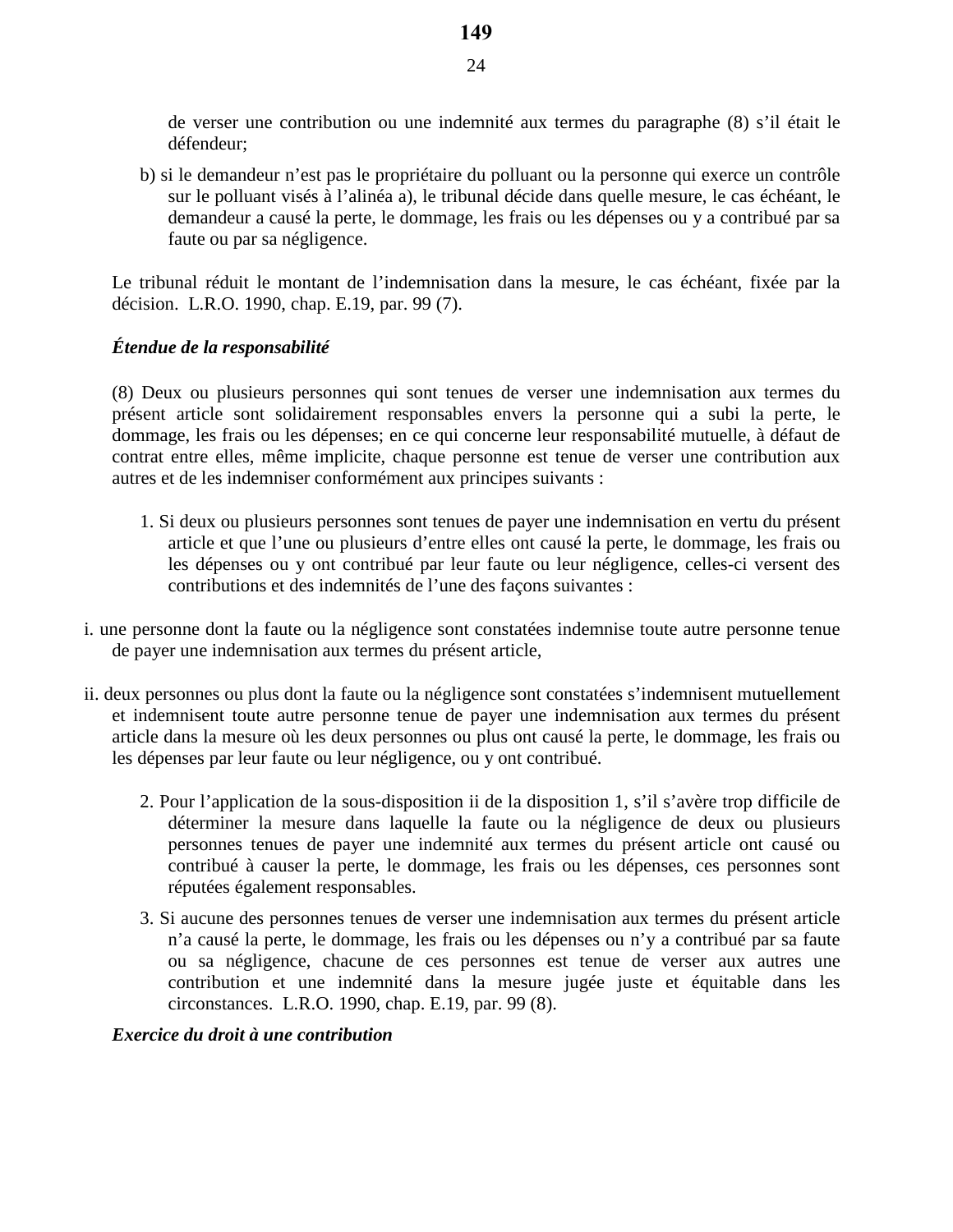de verser une contribution ou une indemnité aux termes du paragraphe (8) s'il était le défendeur;

b) si le demandeur n'est pas le propriétaire du polluant ou la personne qui exerce un contrôle sur le polluant visés à l'alinéa a), le tribunal décide dans quelle mesure, le cas échéant, le demandeur a causé la perte, le dommage, les frais ou les dépenses ou y a contribué par sa faute ou par sa négligence.

Le tribunal réduit le montant de l'indemnisation dans la mesure, le cas échéant, fixée par la décision. L.R.O. 1990, chap. E.19, par. 99 (7).

***Étendue de la responsabilité***

(8) Deux ou plusieurs personnes qui sont tenues de verser une indemnisation aux termes du présent article sont solidairement responsables envers la personne qui a subi la perte, le dommage, les frais ou les dépenses; en ce qui concerne leur responsabilité mutuelle, à défaut de contrat entre elles, même implicite, chaque personne est tenue de verser une contribution aux autres et de les indemniser conformément aux principes suivants :

1. Si deux ou plusieurs personnes sont tenues de payer une indemnisation en vertu du présent article et que l'une ou plusieurs d'entre elles ont causé la perte, le dommage, les frais ou les dépenses ou y ont contribué par leur faute ou leur négligence, celles-ci versent des contributions et des indemnités de l'une des façons suivantes :

i. une personne dont la faute ou la négligence sont constatées indemnise toute autre personne tenue de payer une indemnisation aux termes du présent article,

ii. deux personnes ou plus dont la faute ou la négligence sont constatées s'indemnisent mutuellement et indemnisent toute autre personne tenue de payer une indemnisation aux termes du présent article dans la mesure où les deux personnes ou plus ont causé la perte, le dommage, les frais ou les dépenses par leur faute ou leur négligence, ou y ont contribué.

2. Pour l'application de la sous-disposition ii de la disposition 1, s'il s'avère trop difficile de déterminer la mesure dans laquelle la faute ou la négligence de deux ou plusieurs personnes tenues de payer une indemnité aux termes du présent article ont causé ou contribué à causer la perte, le dommage, les frais ou les dépenses, ces personnes sont réputées également responsables.

3. Si aucune des personnes tenues de verser une indemnisation aux termes du présent article n'a causé la perte, le dommage, les frais ou les dépenses ou n'y a contribué par sa faute ou sa négligence, chacune de ces personnes est tenue de verser aux autres une contribution et une indemnité dans la mesure jugée juste et équitable dans les circonstances. L.R.O. 1990, chap. E.19, par. 99 (8).

***Exercice du droit à une contribution***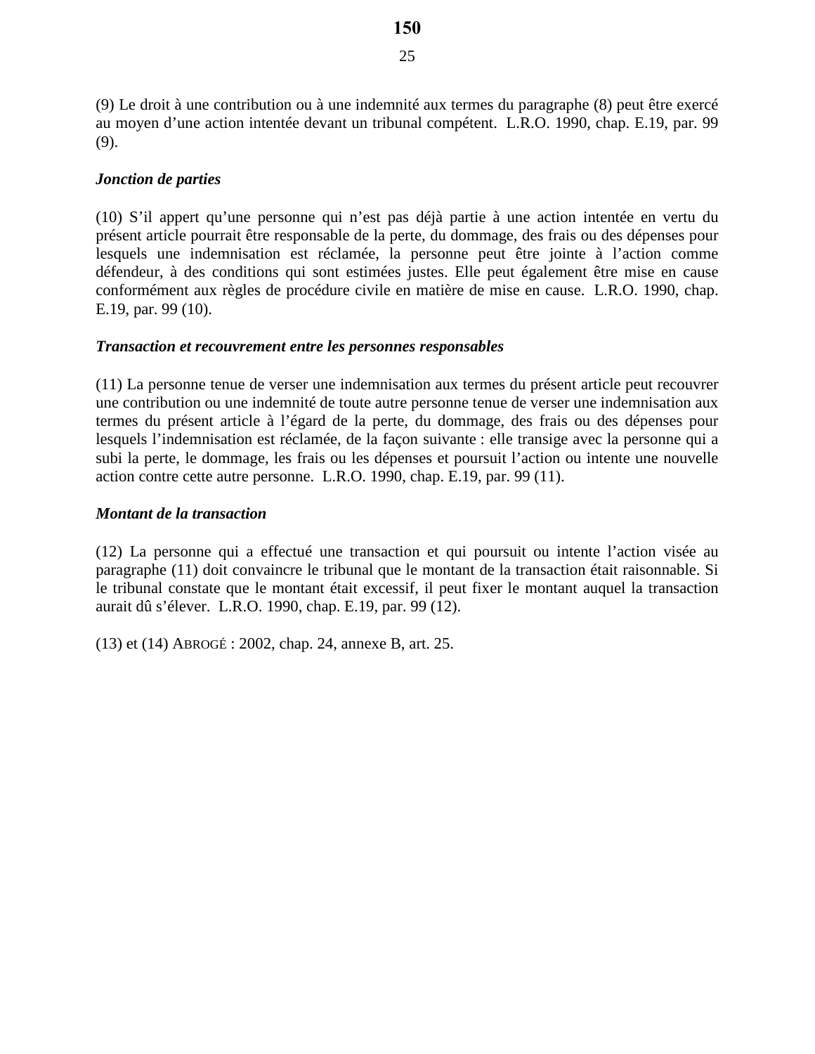(9) Le droit à une contribution ou à une indemnité aux termes du paragraphe (8) peut être exercé au moyen d’une action intentée devant un tribunal compétent.  L.R.O. 1990, chap. E.19, par. 99 (9).

***Jonction de parties***

(10) S’il appert qu’une personne qui n’est pas déjà partie à une action intentée en vertu du présent article pourrait être responsable de la perte, du dommage, des frais ou des dépenses pour lesquels une indemnisation est réclamée, la personne peut être jointe à l’action comme défendeur, à des conditions qui sont estimées justes. Elle peut également être mise en cause conformément aux règles de procédure civile en matière de mise en cause.  L.R.O. 1990, chap. E.19, par. 99 (10).

***Transaction et recouvrement entre les personnes responsables***

(11) La personne tenue de verser une indemnisation aux termes du présent article peut recouvrer une contribution ou une indemnité de toute autre personne tenue de verser une indemnisation aux termes du présent article à l’égard de la perte, du dommage, des frais ou des dépenses pour lesquels l’indemnisation est réclamée, de la façon suivante : elle transige avec la personne qui a subi la perte, le dommage, les frais ou les dépenses et poursuit l’action ou intente une nouvelle action contre cette autre personne.  L.R.O. 1990, chap. E.19, par. 99 (11).

***Montant de la transaction***

(12) La personne qui a effectué une transaction et qui poursuit ou intente l’action visée au paragraphe (11) doit convaincre le tribunal que le montant de la transaction était raisonnable. Si le tribunal constate que le montant était excessif, il peut fixer le montant auquel la transaction aurait dû s’élever.  L.R.O. 1990, chap. E.19, par. 99 (12).

(13) et (14) ABROGÉ : 2002, chap. 24, annexe B, art. 25.